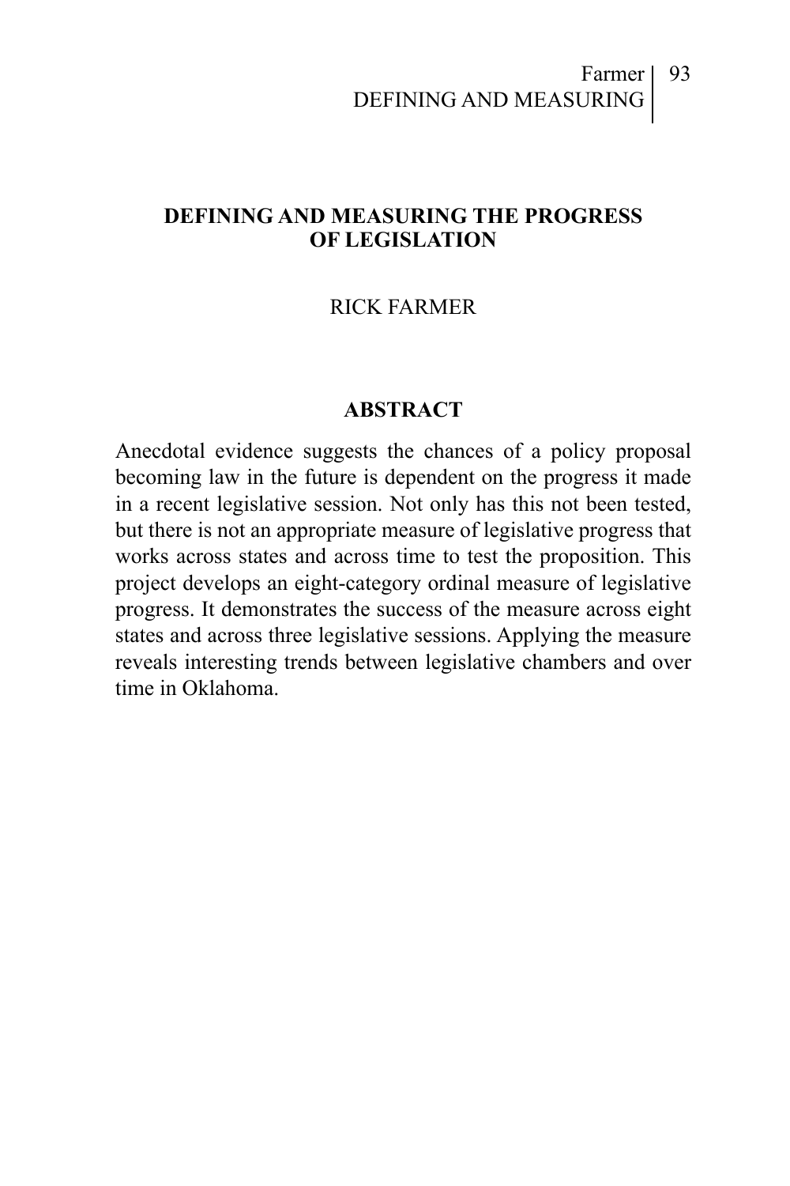# DEFINING AND MEASURING THE PROGRESS OF LEGISLATION

RICK FARMER

## ABSTRACT

Anecdotal evidence suggests the chances of a policy proposal becoming law in the future is dependent on the progress it made in a recent legislative session. Not only has this not been tested, but there is not an appropriate measure of legislative progress that works across states and across time to test the proposition. This project develops an eight-category ordinal measure of legislative progress. It demonstrates the success of the measure across eight states and across three legislative sessions. Applying the measure reveals interesting trends between legislative chambers and over time in Oklahoma.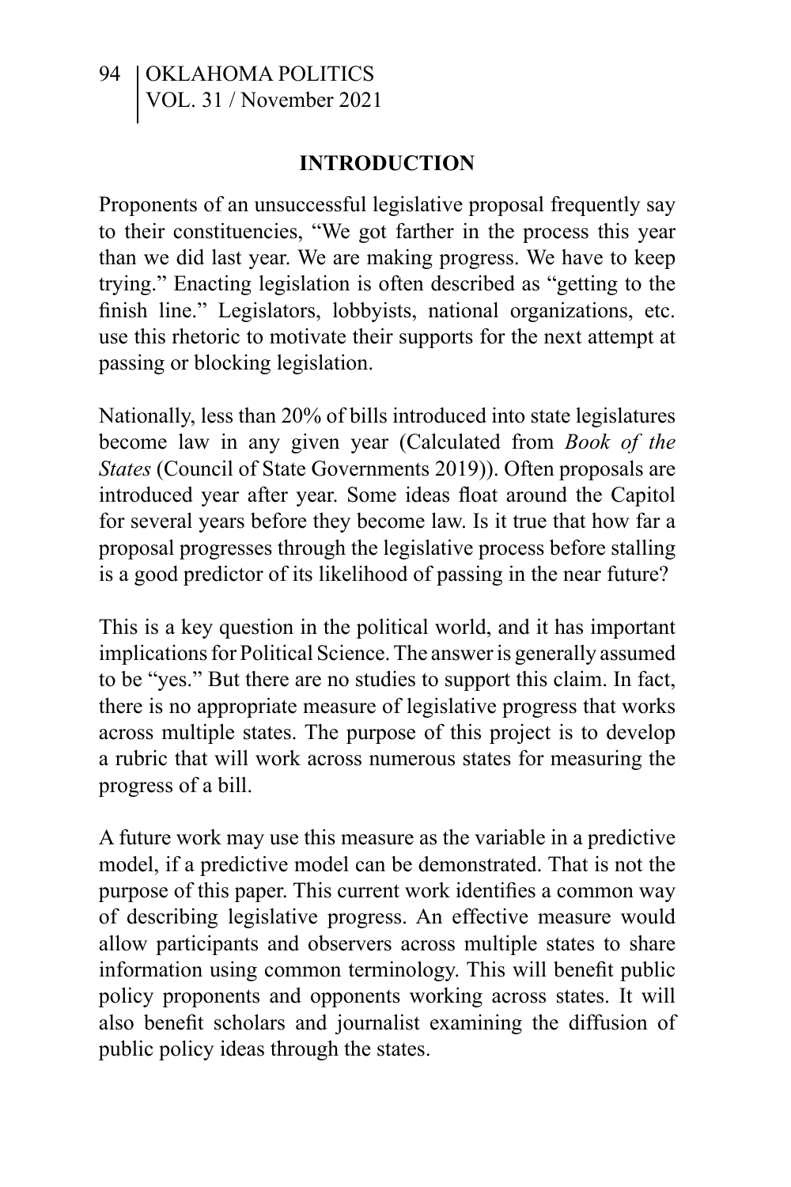## INTRODUCTION

Proponents of an unsuccessful legislative proposal frequently say to their constituencies, “We got farther in the process this year than we did last year. We are making progress. We have to keep trying.” Enacting legislation is often described as “getting to the finish line.” Legislators, lobbyists, national organizations, etc. use this rhetoric to motivate their supports for the next attempt at passing or blocking legislation.

Nationally, less than 20% of bills introduced into state legislatures become law in any given year (Calculated from *Book of the States* (Council of State Governments 2019)). Often proposals are introduced year after year. Some ideas float around the Capitol for several years before they become law. Is it true that how far a proposal progresses through the legislative process before stalling is a good predictor of its likelihood of passing in the near future?

This is a key question in the political world, and it has important implications for Political Science. The answer is generally assumed to be “yes.” But there are no studies to support this claim. In fact, there is no appropriate measure of legislative progress that works across multiple states. The purpose of this project is to develop a rubric that will work across numerous states for measuring the progress of a bill.

A future work may use this measure as the variable in a predictive model, if a predictive model can be demonstrated. That is not the purpose of this paper. This current work identifies a common way of describing legislative progress. An effective measure would allow participants and observers across multiple states to share information using common terminology. This will benefit public policy proponents and opponents working across states. It will also benefit scholars and journalist examining the diffusion of public policy ideas through the states.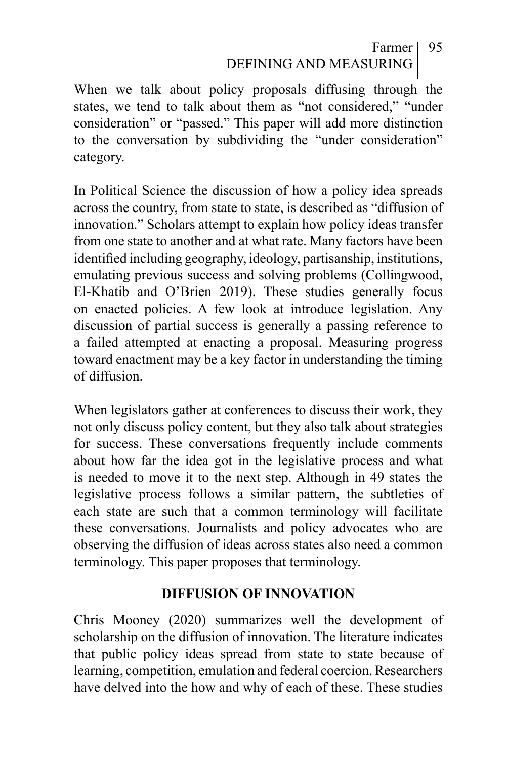When we talk about policy proposals diffusing through the states, we tend to talk about them as "not considered," "under consideration" or "passed." This paper will add more distinction to the conversation by subdividing the "under consideration" category.

In Political Science the discussion of how a policy idea spreads across the country, from state to state, is described as "diffusion of innovation." Scholars attempt to explain how policy ideas transfer from one state to another and at what rate. Many factors have been identified including geography, ideology, partisanship, institutions, emulating previous success and solving problems (Collingwood, El-Khatib and O'Brien 2019). These studies generally focus on enacted policies. A few look at introduce legislation. Any discussion of partial success is generally a passing reference to a failed attempted at enacting a proposal. Measuring progress toward enactment may be a key factor in understanding the timing of diffusion.

When legislators gather at conferences to discuss their work, they not only discuss policy content, but they also talk about strategies for success. These conversations frequently include comments about how far the idea got in the legislative process and what is needed to move it to the next step. Although in 49 states the legislative process follows a similar pattern, the subtleties of each state are such that a common terminology will facilitate these conversations. Journalists and policy advocates who are observing the diffusion of ideas across states also need a common terminology. This paper proposes that terminology.

## DIFFUSION OF INNOVATION

Chris Mooney (2020) summarizes well the development of scholarship on the diffusion of innovation. The literature indicates that public policy ideas spread from state to state because of learning, competition, emulation and federal coercion. Researchers have delved into the how and why of each of these. These studies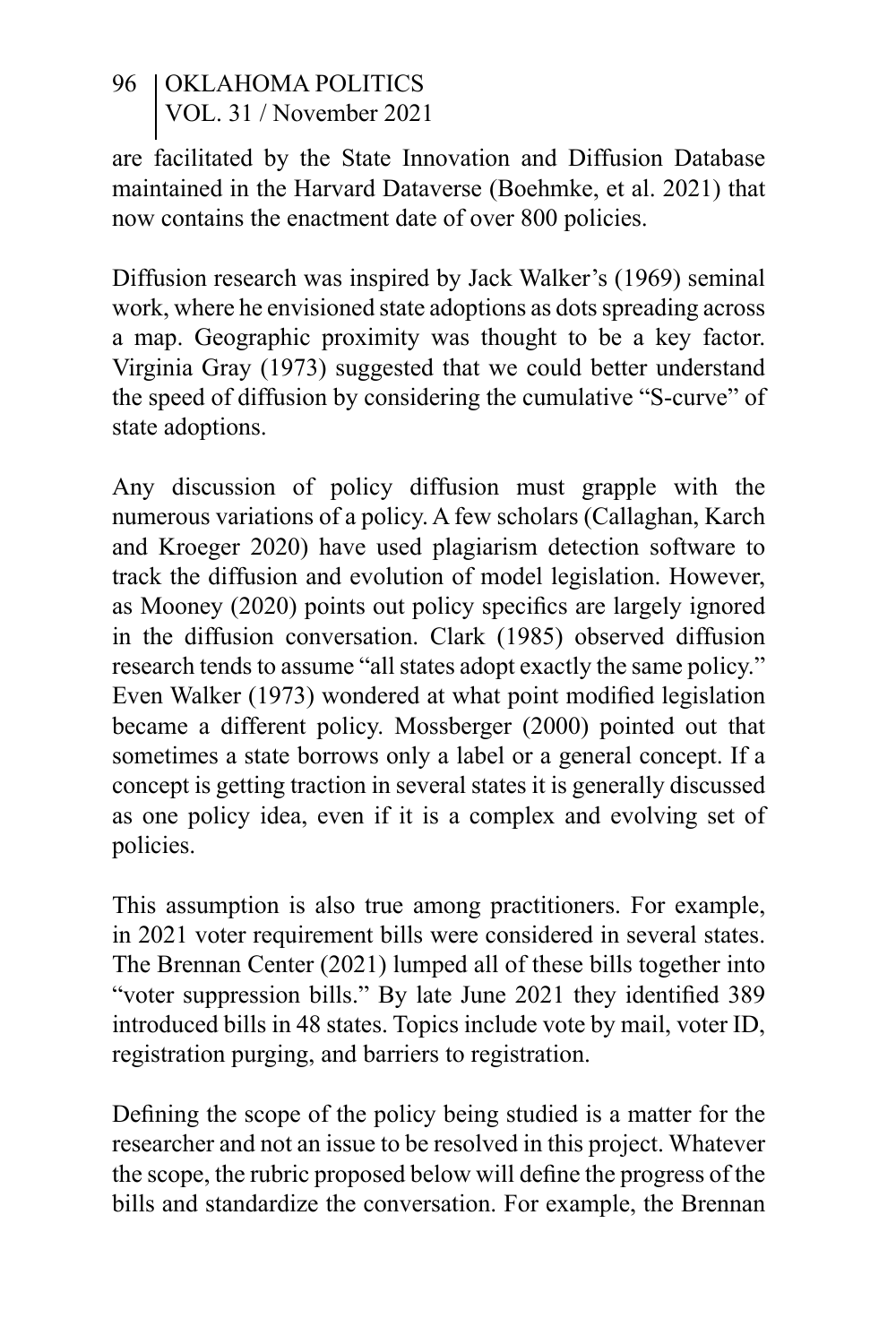are facilitated by the State Innovation and Diffusion Database maintained in the Harvard Dataverse (Boehmke, et al. 2021) that now contains the enactment date of over 800 policies.

Diffusion research was inspired by Jack Walker's (1969) seminal work, where he envisioned state adoptions as dots spreading across a map. Geographic proximity was thought to be a key factor. Virginia Gray (1973) suggested that we could better understand the speed of diffusion by considering the cumulative "S-curve" of state adoptions.

Any discussion of policy diffusion must grapple with the numerous variations of a policy. A few scholars (Callaghan, Karch and Kroeger 2020) have used plagiarism detection software to track the diffusion and evolution of model legislation. However, as Mooney (2020) points out policy specifics are largely ignored in the diffusion conversation. Clark (1985) observed diffusion research tends to assume "all states adopt exactly the same policy." Even Walker (1973) wondered at what point modified legislation became a different policy. Mossberger (2000) pointed out that sometimes a state borrows only a label or a general concept. If a concept is getting traction in several states it is generally discussed as one policy idea, even if it is a complex and evolving set of policies.

This assumption is also true among practitioners. For example, in 2021 voter requirement bills were considered in several states. The Brennan Center (2021) lumped all of these bills together into "voter suppression bills." By late June 2021 they identified 389 introduced bills in 48 states. Topics include vote by mail, voter ID, registration purging, and barriers to registration.

Defining the scope of the policy being studied is a matter for the researcher and not an issue to be resolved in this project. Whatever the scope, the rubric proposed below will define the progress of the bills and standardize the conversation. For example, the Brennan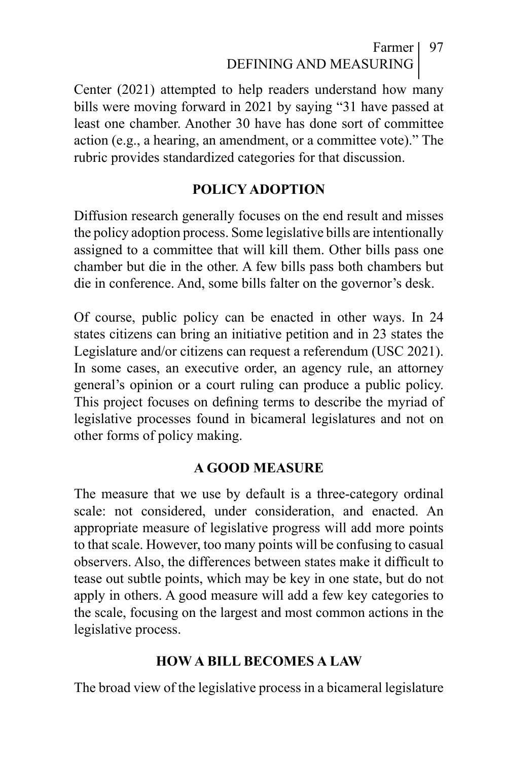Center (2021) attempted to help readers understand how many bills were moving forward in 2021 by saying "31 have passed at least one chamber. Another 30 have has done sort of committee action (e.g., a hearing, an amendment, or a committee vote)." The rubric provides standardized categories for that discussion.

## POLICY ADOPTION

Diffusion research generally focuses on the end result and misses the policy adoption process. Some legislative bills are intentionally assigned to a committee that will kill them. Other bills pass one chamber but die in the other. A few bills pass both chambers but die in conference. And, some bills falter on the governor's desk.

Of course, public policy can be enacted in other ways. In 24 states citizens can bring an initiative petition and in 23 states the Legislature and/or citizens can request a referendum (USC 2021). In some cases, an executive order, an agency rule, an attorney general's opinion or a court ruling can produce a public policy. This project focuses on defining terms to describe the myriad of legislative processes found in bicameral legislatures and not on other forms of policy making.

## A GOOD MEASURE

The measure that we use by default is a three-category ordinal scale: not considered, under consideration, and enacted. An appropriate measure of legislative progress will add more points to that scale. However, too many points will be confusing to casual observers. Also, the differences between states make it difficult to tease out subtle points, which may be key in one state, but do not apply in others. A good measure will add a few key categories to the scale, focusing on the largest and most common actions in the legislative process.

## HOW A BILL BECOMES A LAW

The broad view of the legislative process in a bicameral legislature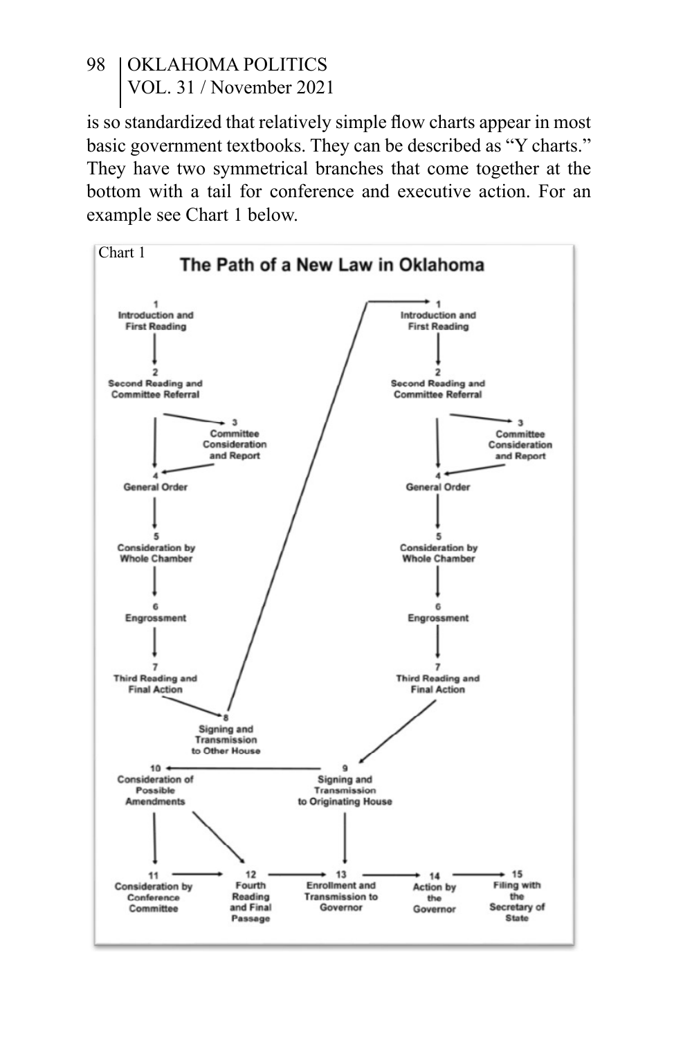is so standardized that relatively simple flow charts appear in most basic government textbooks. They can be described as "Y charts." They have two symmetrical branches that come together at the bottom with a tail for conference and executive action. For an example see Chart 1 below.

Chart 1

**The Path of a New Law in Oklahoma**

1 Introduction and First Reading
2 Second Reading and Committee Referral
3 Committee Consideration and Report
4 General Order
5 Consideration by Whole Chamber
6 Engrossment
7 Third Reading and Final Action
8 Signing and Transmission to Other House

1 Introduction and First Reading
2 Second Reading and Committee Referral
3 Committee Consideration and Report
4 General Order
5 Consideration by Whole Chamber
6 Engrossment
7 Third Reading and Final Action
9 Signing and Transmission to Originating House

10 Consideration of Possible Amendments
11 Consideration by Conference Committee
12 Fourth Reading and Final Passage
13 Enrollment and Transmission to Governor
14 Action by the Governor
15 Filing with the Secretary of State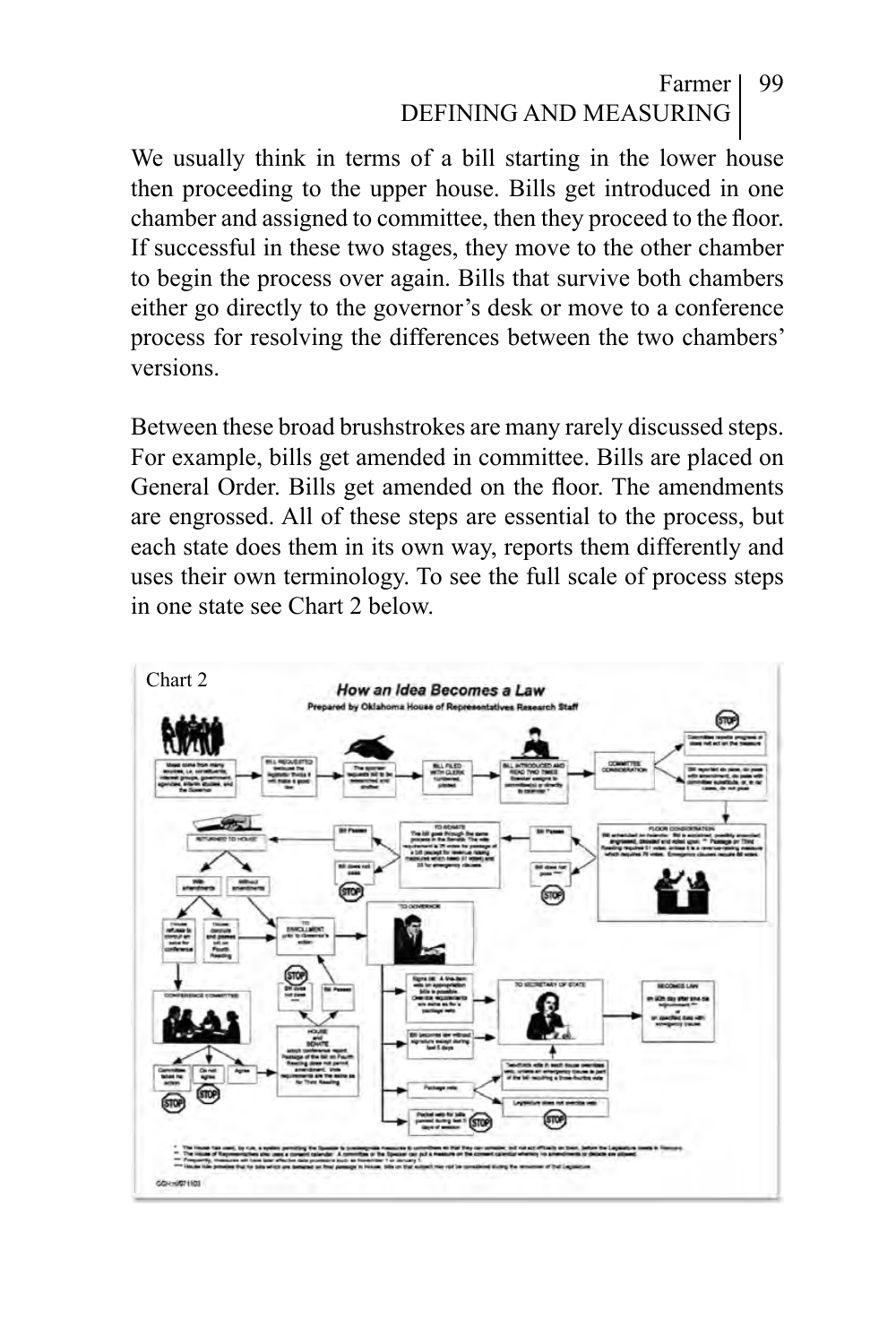We usually think in terms of a bill starting in the lower house then proceeding to the upper house. Bills get introduced in one chamber and assigned to committee, then they proceed to the floor. If successful in these two stages, they move to the other chamber to begin the process over again. Bills that survive both chambers either go directly to the governor's desk or move to a conference process for resolving the differences between the two chambers' versions.

Between these broad brushstrokes are many rarely discussed steps. For example, bills get amended in committee. Bills are placed on General Order. Bills get amended on the floor. The amendments are engrossed. All of these steps are essential to the process, but each state does them in its own way, reports them differently and uses their own terminology. To see the full scale of process steps in one state see Chart 2 below.

Chart 2

**How an Idea Becomes a Law**

Prepared by Oklahoma House of Representatives Research Staff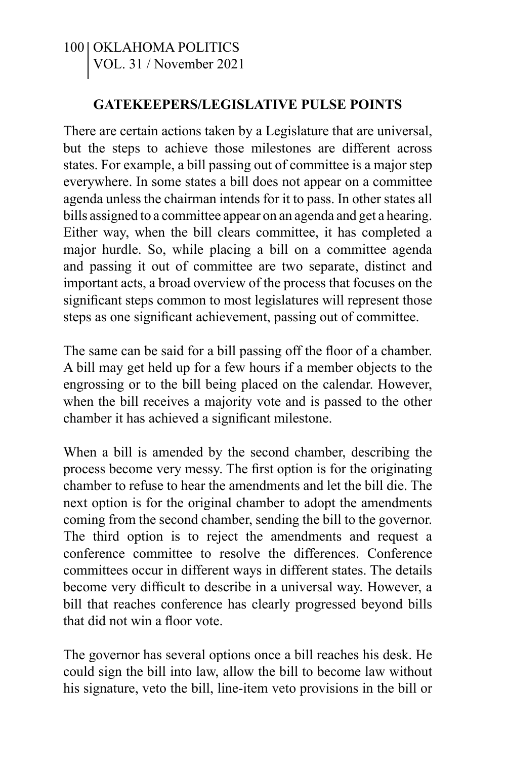### GATEKEEPERS/LEGISLATIVE PULSE POINTS

There are certain actions taken by a Legislature that are universal, but the steps to achieve those milestones are different across states. For example, a bill passing out of committee is a major step everywhere. In some states a bill does not appear on a committee agenda unless the chairman intends for it to pass. In other states all bills assigned to a committee appear on an agenda and get a hearing. Either way, when the bill clears committee, it has completed a major hurdle. So, while placing a bill on a committee agenda and passing it out of committee are two separate, distinct and important acts, a broad overview of the process that focuses on the significant steps common to most legislatures will represent those steps as one significant achievement, passing out of committee.

The same can be said for a bill passing off the floor of a chamber. A bill may get held up for a few hours if a member objects to the engrossing or to the bill being placed on the calendar. However, when the bill receives a majority vote and is passed to the other chamber it has achieved a significant milestone.

When a bill is amended by the second chamber, describing the process become very messy. The first option is for the originating chamber to refuse to hear the amendments and let the bill die. The next option is for the original chamber to adopt the amendments coming from the second chamber, sending the bill to the governor. The third option is to reject the amendments and request a conference committee to resolve the differences. Conference committees occur in different ways in different states. The details become very difficult to describe in a universal way. However, a bill that reaches conference has clearly progressed beyond bills that did not win a floor vote.

The governor has several options once a bill reaches his desk. He could sign the bill into law, allow the bill to become law without his signature, veto the bill, line-item veto provisions in the bill or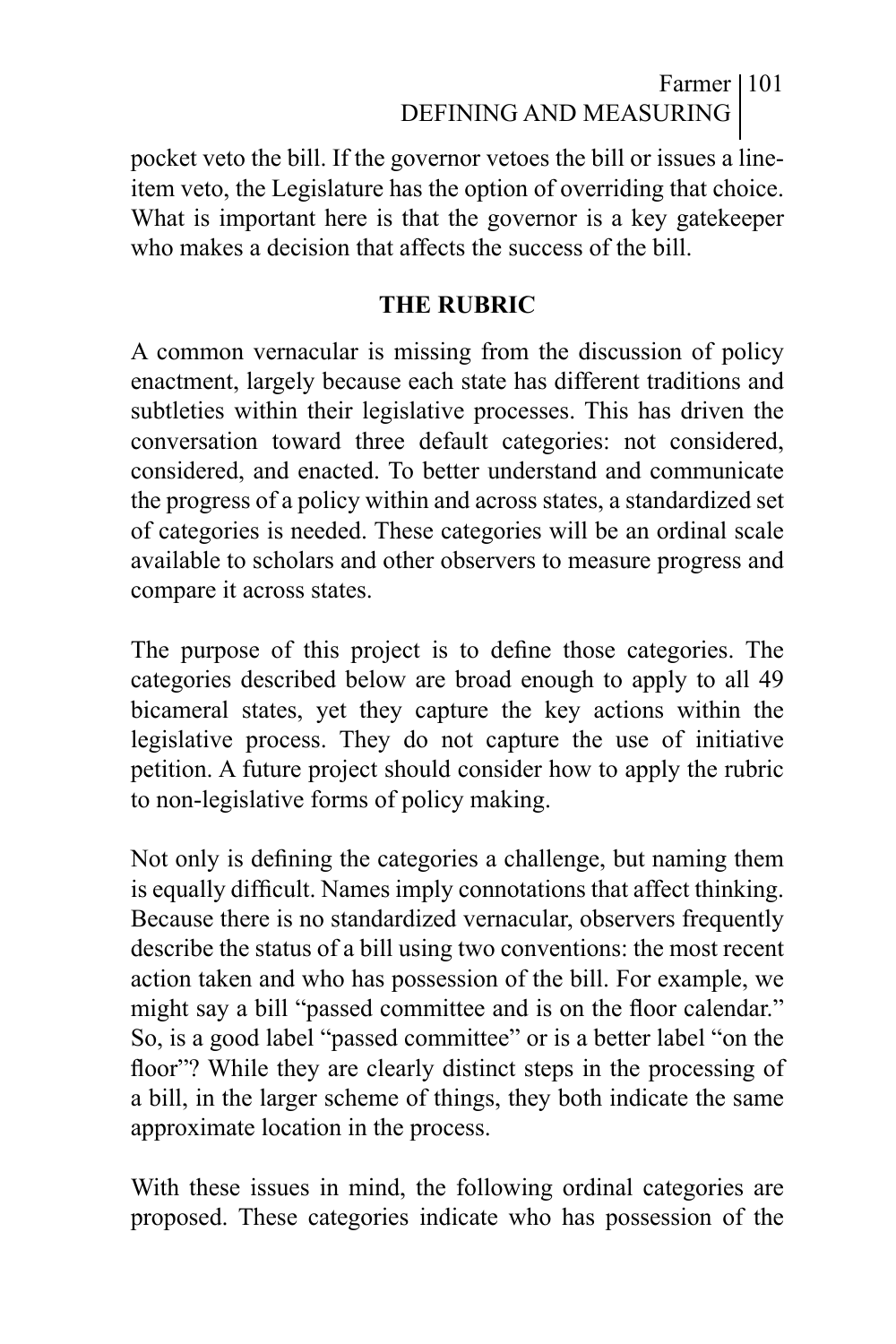pocket veto the bill. If the governor vetoes the bill or issues a line-item veto, the Legislature has the option of overriding that choice. What is important here is that the governor is a key gatekeeper who makes a decision that affects the success of the bill.

## THE RUBRIC

A common vernacular is missing from the discussion of policy enactment, largely because each state has different traditions and subtleties within their legislative processes. This has driven the conversation toward three default categories: not considered, considered, and enacted. To better understand and communicate the progress of a policy within and across states, a standardized set of categories is needed. These categories will be an ordinal scale available to scholars and other observers to measure progress and compare it across states.

The purpose of this project is to define those categories. The categories described below are broad enough to apply to all 49 bicameral states, yet they capture the key actions within the legislative process. They do not capture the use of initiative petition. A future project should consider how to apply the rubric to non-legislative forms of policy making.

Not only is defining the categories a challenge, but naming them is equally difficult. Names imply connotations that affect thinking. Because there is no standardized vernacular, observers frequently describe the status of a bill using two conventions: the most recent action taken and who has possession of the bill. For example, we might say a bill "passed committee and is on the floor calendar." So, is a good label "passed committee" or is a better label "on the floor"? While they are clearly distinct steps in the processing of a bill, in the larger scheme of things, they both indicate the same approximate location in the process.

With these issues in mind, the following ordinal categories are proposed. These categories indicate who has possession of the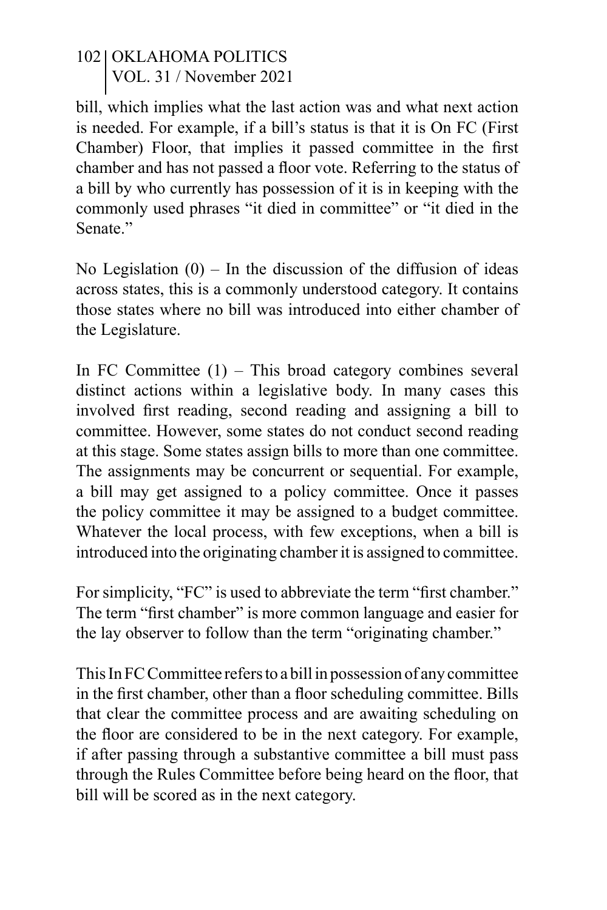bill, which implies what the last action was and what next action is needed. For example, if a bill's status is that it is On FC (First Chamber) Floor, that implies it passed committee in the first chamber and has not passed a floor vote. Referring to the status of a bill by who currently has possession of it is in keeping with the commonly used phrases "it died in committee" or "it died in the Senate."

No Legislation (0) – In the discussion of the diffusion of ideas across states, this is a commonly understood category. It contains those states where no bill was introduced into either chamber of the Legislature.

In FC Committee (1) – This broad category combines several distinct actions within a legislative body. In many cases this involved first reading, second reading and assigning a bill to committee. However, some states do not conduct second reading at this stage. Some states assign bills to more than one committee. The assignments may be concurrent or sequential. For example, a bill may get assigned to a policy committee. Once it passes the policy committee it may be assigned to a budget committee. Whatever the local process, with few exceptions, when a bill is introduced into the originating chamber it is assigned to committee.

For simplicity, "FC" is used to abbreviate the term "first chamber." The term "first chamber" is more common language and easier for the lay observer to follow than the term "originating chamber."

This In FC Committee refers to a bill in possession of any committee in the first chamber, other than a floor scheduling committee. Bills that clear the committee process and are awaiting scheduling on the floor are considered to be in the next category. For example, if after passing through a substantive committee a bill must pass through the Rules Committee before being heard on the floor, that bill will be scored as in the next category.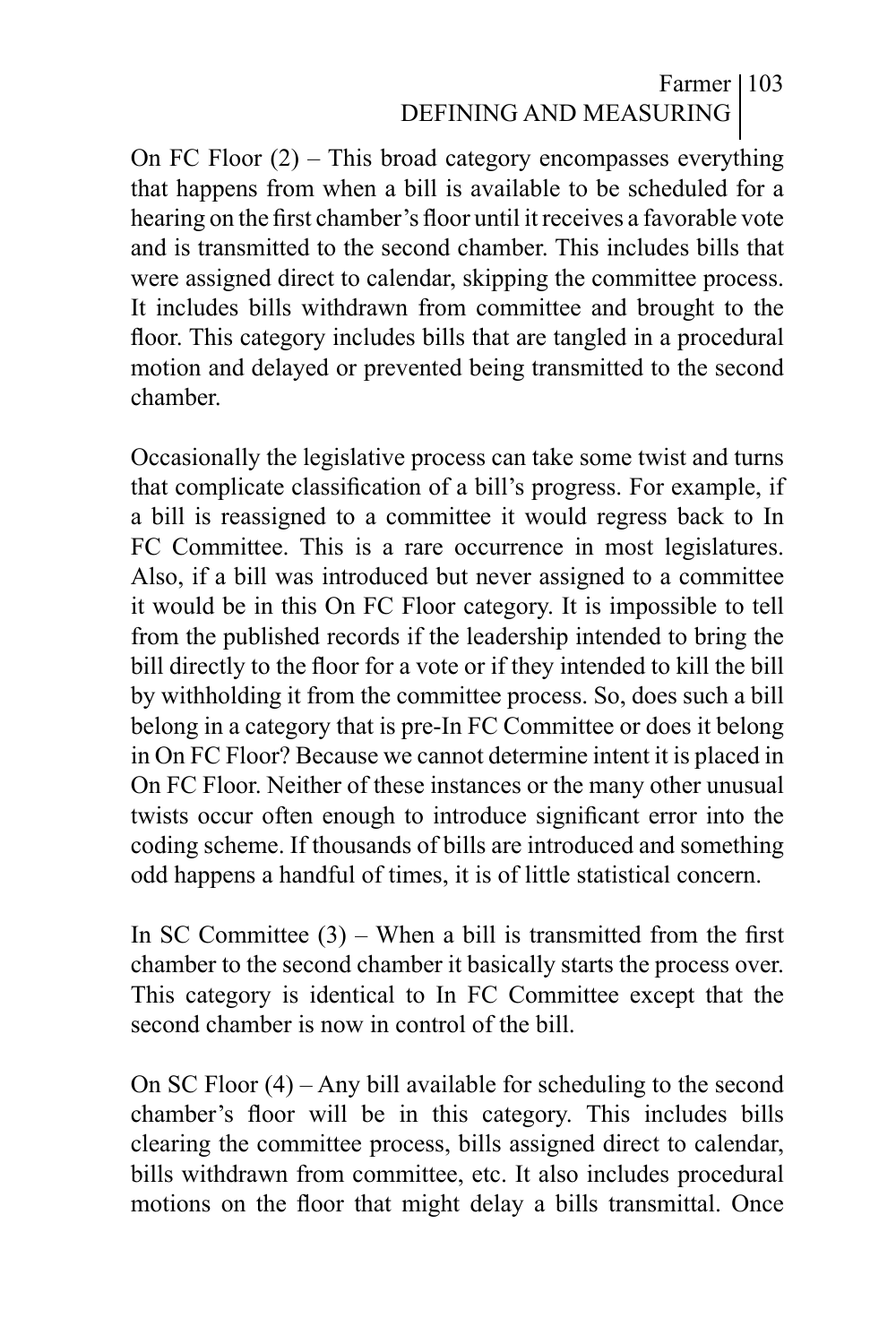On FC Floor (2) – This broad category encompasses everything that happens from when a bill is available to be scheduled for a hearing on the first chamber's floor until it receives a favorable vote and is transmitted to the second chamber. This includes bills that were assigned direct to calendar, skipping the committee process. It includes bills withdrawn from committee and brought to the floor. This category includes bills that are tangled in a procedural motion and delayed or prevented being transmitted to the second chamber.

Occasionally the legislative process can take some twist and turns that complicate classification of a bill's progress. For example, if a bill is reassigned to a committee it would regress back to In FC Committee. This is a rare occurrence in most legislatures. Also, if a bill was introduced but never assigned to a committee it would be in this On FC Floor category. It is impossible to tell from the published records if the leadership intended to bring the bill directly to the floor for a vote or if they intended to kill the bill by withholding it from the committee process. So, does such a bill belong in a category that is pre-In FC Committee or does it belong in On FC Floor? Because we cannot determine intent it is placed in On FC Floor. Neither of these instances or the many other unusual twists occur often enough to introduce significant error into the coding scheme. If thousands of bills are introduced and something odd happens a handful of times, it is of little statistical concern.

In SC Committee (3) – When a bill is transmitted from the first chamber to the second chamber it basically starts the process over. This category is identical to In FC Committee except that the second chamber is now in control of the bill.

On SC Floor (4) – Any bill available for scheduling to the second chamber's floor will be in this category. This includes bills clearing the committee process, bills assigned direct to calendar, bills withdrawn from committee, etc. It also includes procedural motions on the floor that might delay a bills transmittal. Once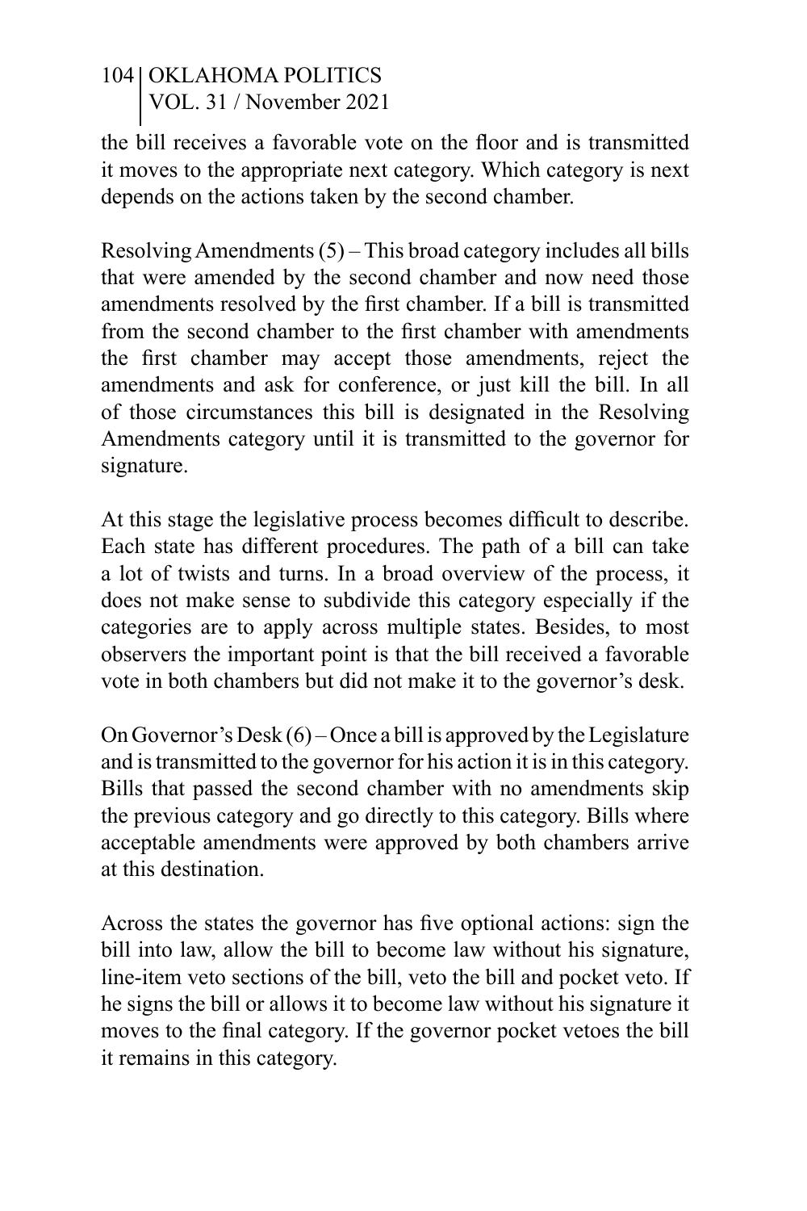the bill receives a favorable vote on the floor and is transmitted it moves to the appropriate next category. Which category is next depends on the actions taken by the second chamber.

Resolving Amendments (5) – This broad category includes all bills that were amended by the second chamber and now need those amendments resolved by the first chamber. If a bill is transmitted from the second chamber to the first chamber with amendments the first chamber may accept those amendments, reject the amendments and ask for conference, or just kill the bill. In all of those circumstances this bill is designated in the Resolving Amendments category until it is transmitted to the governor for signature.

At this stage the legislative process becomes difficult to describe. Each state has different procedures. The path of a bill can take a lot of twists and turns. In a broad overview of the process, it does not make sense to subdivide this category especially if the categories are to apply across multiple states. Besides, to most observers the important point is that the bill received a favorable vote in both chambers but did not make it to the governor's desk.

On Governor's Desk (6) – Once a bill is approved by the Legislature and is transmitted to the governor for his action it is in this category. Bills that passed the second chamber with no amendments skip the previous category and go directly to this category. Bills where acceptable amendments were approved by both chambers arrive at this destination.

Across the states the governor has five optional actions: sign the bill into law, allow the bill to become law without his signature, line-item veto sections of the bill, veto the bill and pocket veto. If he signs the bill or allows it to become law without his signature it moves to the final category. If the governor pocket vetoes the bill it remains in this category.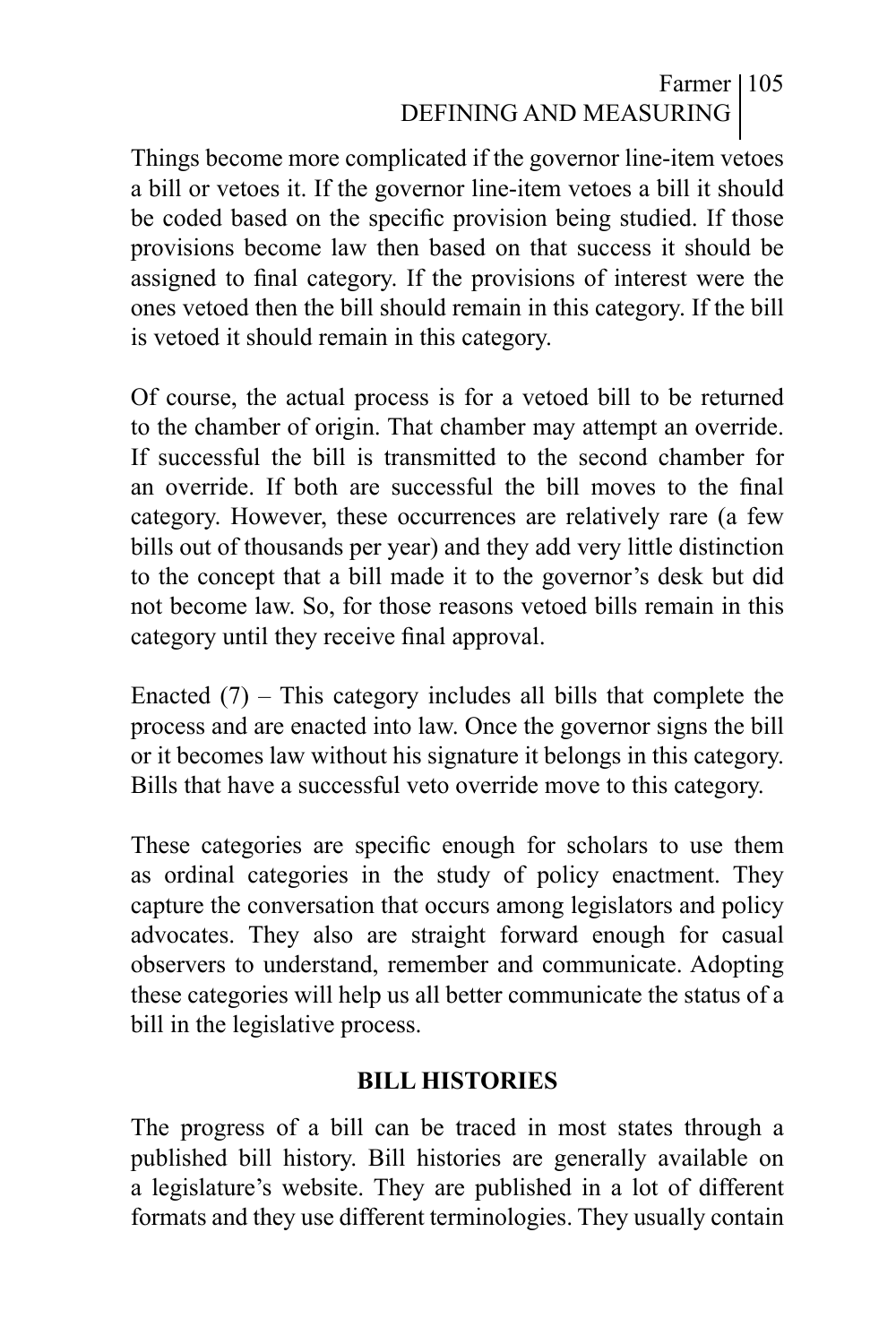Things become more complicated if the governor line-item vetoes a bill or vetoes it. If the governor line-item vetoes a bill it should be coded based on the specific provision being studied. If those provisions become law then based on that success it should be assigned to final category. If the provisions of interest were the ones vetoed then the bill should remain in this category. If the bill is vetoed it should remain in this category.

Of course, the actual process is for a vetoed bill to be returned to the chamber of origin. That chamber may attempt an override. If successful the bill is transmitted to the second chamber for an override. If both are successful the bill moves to the final category. However, these occurrences are relatively rare (a few bills out of thousands per year) and they add very little distinction to the concept that a bill made it to the governor's desk but did not become law. So, for those reasons vetoed bills remain in this category until they receive final approval.

Enacted (7) – This category includes all bills that complete the process and are enacted into law. Once the governor signs the bill or it becomes law without his signature it belongs in this category. Bills that have a successful veto override move to this category.

These categories are specific enough for scholars to use them as ordinal categories in the study of policy enactment. They capture the conversation that occurs among legislators and policy advocates. They also are straight forward enough for casual observers to understand, remember and communicate. Adopting these categories will help us all better communicate the status of a bill in the legislative process.

## BILL HISTORIES

The progress of a bill can be traced in most states through a published bill history. Bill histories are generally available on a legislature's website. They are published in a lot of different formats and they use different terminologies. They usually contain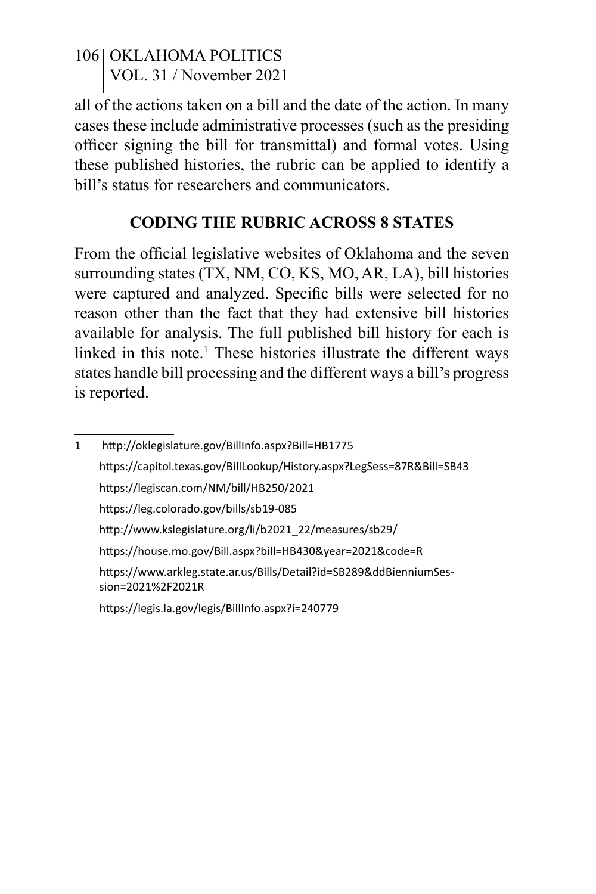all of the actions taken on a bill and the date of the action. In many cases these include administrative processes (such as the presiding officer signing the bill for transmittal) and formal votes. Using these published histories, the rubric can be applied to identify a bill's status for researchers and communicators.

## CODING THE RUBRIC ACROSS 8 STATES

From the official legislative websites of Oklahoma and the seven surrounding states (TX, NM, CO, KS, MO, AR, LA), bill histories were captured and analyzed. Specific bills were selected for no reason other than the fact that they had extensive bill histories available for analysis. The full published bill history for each is linked in this note.[1] These histories illustrate the different ways states handle bill processing and the different ways a bill's progress is reported.

---

1 http://oklegislature.gov/BillInfo.aspx?Bill=HB1775

https://capitol.texas.gov/BillLookup/History.aspx?LegSess=87R&Bill=SB43

https://legiscan.com/NM/bill/HB250/2021

https://leg.colorado.gov/bills/sb19-085

http://www.kslegislature.org/li/b2021_22/measures/sb29/

https://house.mo.gov/Bill.aspx?bill=HB430&year=2021&code=R

https://www.arkleg.state.ar.us/Bills/Detail?id=SB289&ddBienniumSession=2021%2F2021R

https://legis.la.gov/legis/BillInfo.aspx?i=240779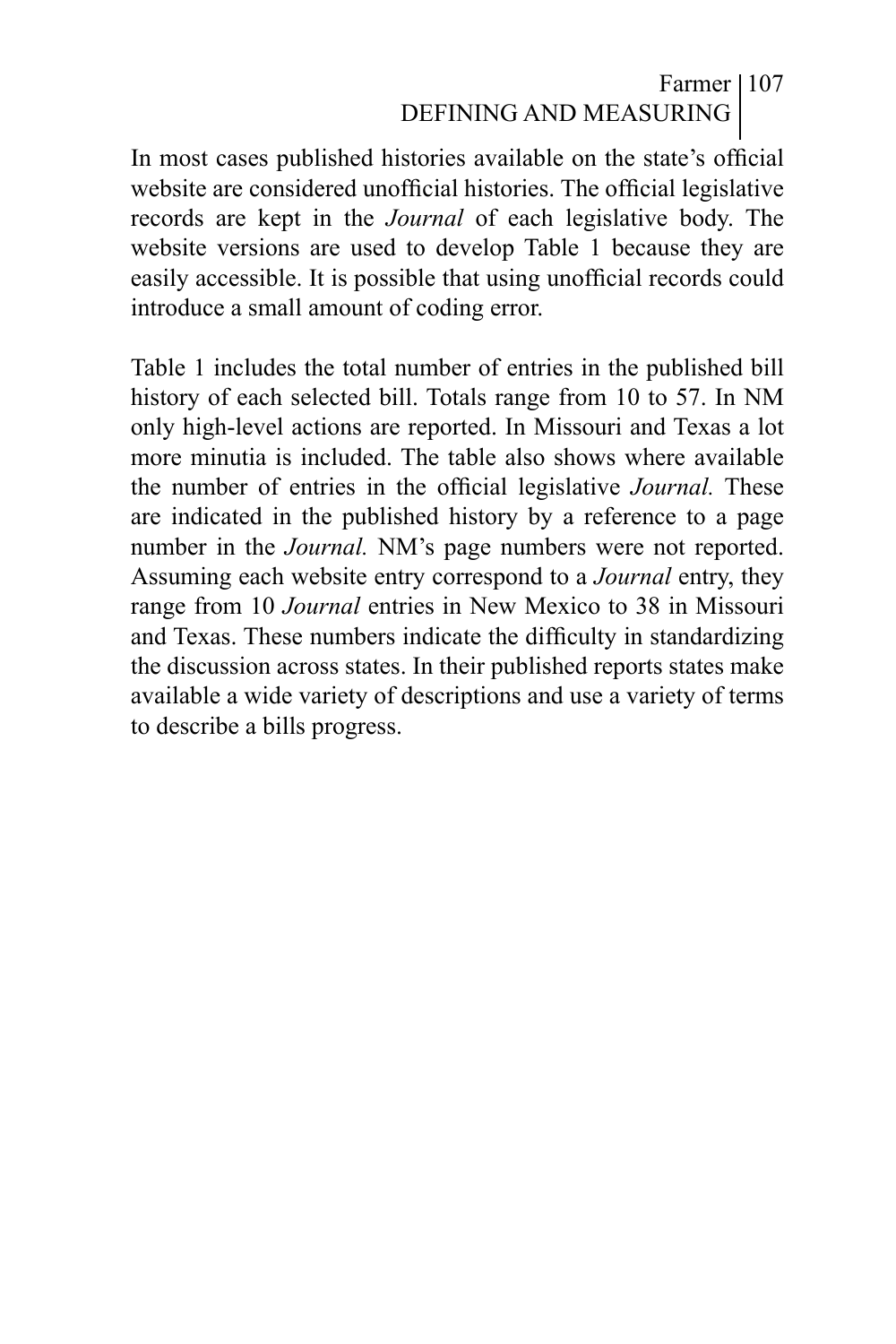In most cases published histories available on the state's official website are considered unofficial histories. The official legislative records are kept in the *Journal* of each legislative body. The website versions are used to develop Table 1 because they are easily accessible. It is possible that using unofficial records could introduce a small amount of coding error.

Table 1 includes the total number of entries in the published bill history of each selected bill. Totals range from 10 to 57. In NM only high-level actions are reported. In Missouri and Texas a lot more minutia is included. The table also shows where available the number of entries in the official legislative *Journal.* These are indicated in the published history by a reference to a page number in the *Journal.* NM's page numbers were not reported. Assuming each website entry correspond to a *Journal* entry, they range from 10 *Journal* entries in New Mexico to 38 in Missouri and Texas. These numbers indicate the difficulty in standardizing the discussion across states. In their published reports states make available a wide variety of descriptions and use a variety of terms to describe a bills progress.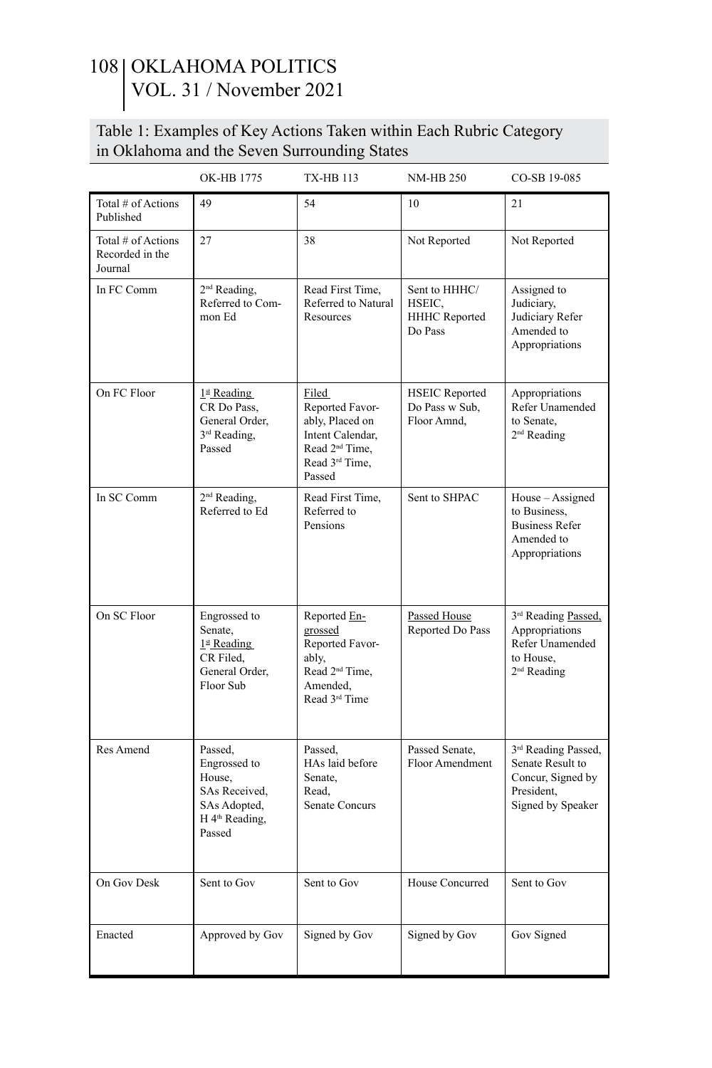Table 1: Examples of Key Actions Taken within Each Rubric Category in Oklahoma and the Seven Surrounding States

| | OK-HB 1775 | TX-HB 113 | NM-HB 250 | CO-SB 19-085 |
|---|---|---|---|---|
| Total # of Actions Published | 49 | 54 | 10 | 21 |
| Total # of Actions Recorded in the Journal | 27 | 38 | Not Reported | Not Reported |
| In FC Comm | 2nd Reading, Referred to Common Ed | Read First Time, Referred to Natural Resources | Sent to HHHC/ HSEIC, HHHC Reported Do Pass | Assigned to Judiciary, Judiciary Refer Amended to Appropriations |
| On FC Floor | 1st Reading CR Do Pass, General Order, 3rd Reading, Passed | Filed Reported Favorably, Placed on Intent Calendar, Read 2nd Time, Read 3rd Time, Passed | HSEIC Reported Do Pass w Sub, Floor Amnd, | Appropriations Refer Unamended to Senate, 2nd Reading |
| In SC Comm | 2nd Reading, Referred to Ed | Read First Time, Referred to Pensions | Sent to SHPAC | House – Assigned to Business, Business Refer Amended to Appropriations |
| On SC Floor | Engrossed to Senate, 1st Reading CR Filed, General Order, Floor Sub | Reported Engrossed Reported Favorably, Read 2nd Time, Amended, Read 3rd Time | Passed House Reported Do Pass | 3rd Reading Passed, Appropriations Refer Unamended to House, 2nd Reading |
| Res Amend | Passed, Engrossed to House, SAs Received, SAs Adopted, H 4th Reading, Passed | Passed, HAs laid before Senate, Read, Senate Concurs | Passed Senate, Floor Amendment | 3rd Reading Passed, Senate Result to Concur, Signed by President, Signed by Speaker |
| On Gov Desk | Sent to Gov | Sent to Gov | House Concurred | Sent to Gov |
| Enacted | Approved by Gov | Signed by Gov | Signed by Gov | Gov Signed |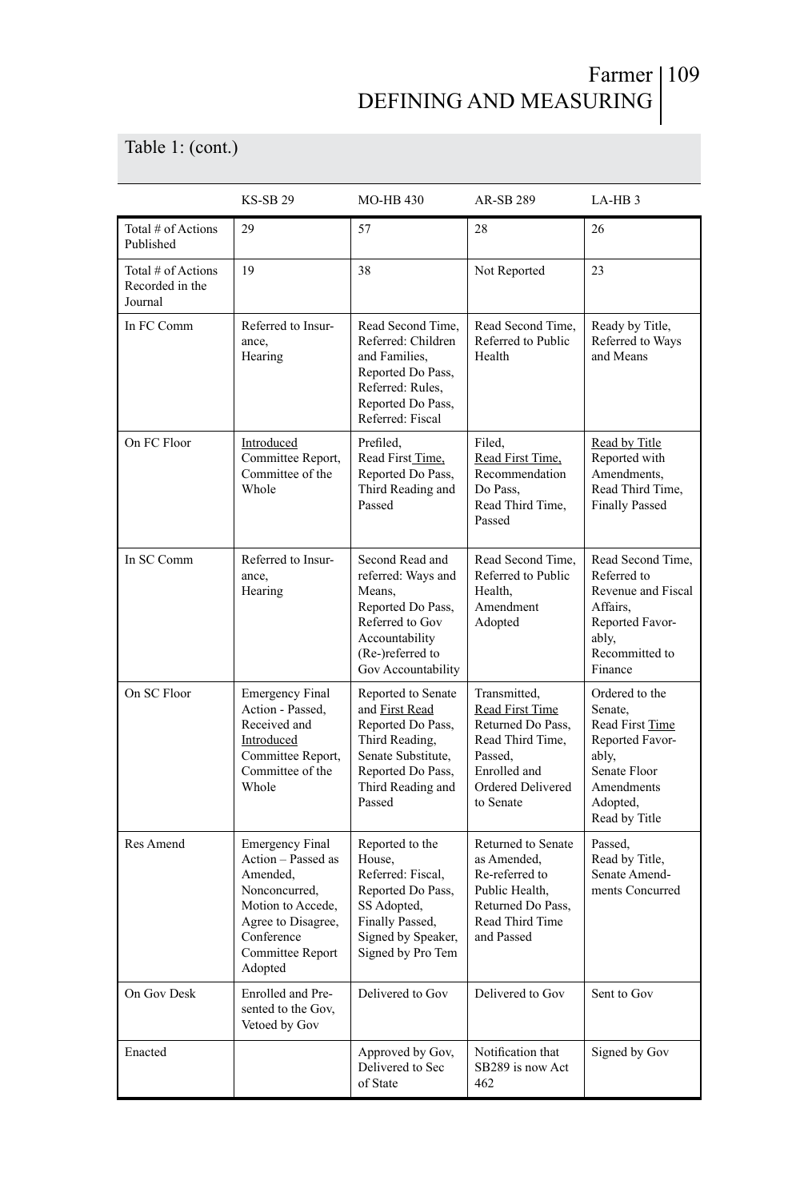Table 1: (cont.)

| | KS-SB 29 | MO-HB 430 | AR-SB 289 | LA-HB 3 |
|---|---|---|---|---|
| Total # of Actions Published | 29 | 57 | 28 | 26 |
| Total # of Actions Recorded in the Journal | 19 | 38 | Not Reported | 23 |
| In FC Comm | Referred to Insurance, Hearing | Read Second Time, Referred: Children and Families, Reported Do Pass, Referred: Rules, Reported Do Pass, Referred: Fiscal | Read Second Time, Referred to Public Health | Ready by Title, Referred to Ways and Means |
| On FC Floor | Introduced Committee Report, Committee of the Whole | Prefiled, Read First Time, Reported Do Pass, Third Reading and Passed | Filed, Read First Time, Recommendation Do Pass, Read Third Time, Passed | Read by Title Reported with Amendments, Read Third Time, Finally Passed |
| In SC Comm | Referred to Insurance, Hearing | Second Read and referred: Ways and Means, Reported Do Pass, Referred to Gov Accountability (Re-)referred to Gov Accountability | Read Second Time, Referred to Public Health, Amendment Adopted | Read Second Time, Referred to Revenue and Fiscal Affairs, Reported Favorably, Recommitted to Finance |
| On SC Floor | Emergency Final Action - Passed, Received and Introduced Committee Report, Committee of the Whole | Reported to Senate and First Read Reported Do Pass, Third Reading, Senate Substitute, Reported Do Pass, Third Reading and Passed | Transmitted, Read First Time Returned Do Pass, Read Third Time, Passed, Enrolled and Ordered Delivered to Senate | Ordered to the Senate, Read First Time Reported Favorably, Senate Floor Amendments Adopted, Read by Title |
| Res Amend | Emergency Final Action – Passed as Amended, Nonconcurred, Motion to Accede, Agree to Disagree, Conference Committee Report Adopted | Reported to the House, Referred: Fiscal, Reported Do Pass, SS Adopted, Finally Passed, Signed by Speaker, Signed by Pro Tem | Returned to Senate as Amended, Re-referred to Public Health, Returned Do Pass, Read Third Time and Passed | Passed, Read by Title, Senate Amendments Concurred |
| On Gov Desk | Enrolled and Presented to the Gov, Vetoed by Gov | Delivered to Gov | Delivered to Gov | Sent to Gov |
| Enacted | | Approved by Gov, Delivered to Sec of State | Notification that SB289 is now Act 462 | Signed by Gov |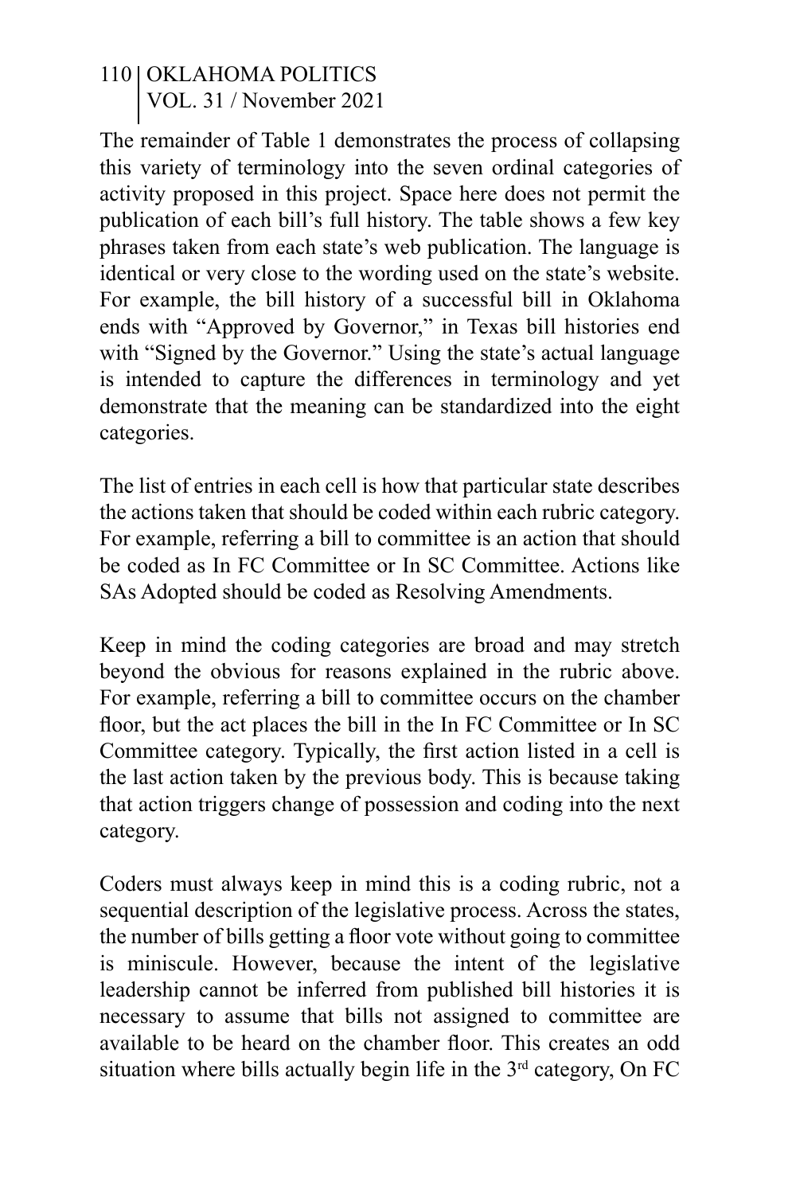The remainder of Table 1 demonstrates the process of collapsing this variety of terminology into the seven ordinal categories of activity proposed in this project. Space here does not permit the publication of each bill's full history. The table shows a few key phrases taken from each state's web publication. The language is identical or very close to the wording used on the state's website. For example, the bill history of a successful bill in Oklahoma ends with "Approved by Governor," in Texas bill histories end with "Signed by the Governor." Using the state's actual language is intended to capture the differences in terminology and yet demonstrate that the meaning can be standardized into the eight categories.

The list of entries in each cell is how that particular state describes the actions taken that should be coded within each rubric category. For example, referring a bill to committee is an action that should be coded as In FC Committee or In SC Committee. Actions like SAs Adopted should be coded as Resolving Amendments.

Keep in mind the coding categories are broad and may stretch beyond the obvious for reasons explained in the rubric above. For example, referring a bill to committee occurs on the chamber floor, but the act places the bill in the In FC Committee or In SC Committee category. Typically, the first action listed in a cell is the last action taken by the previous body. This is because taking that action triggers change of possession and coding into the next category.

Coders must always keep in mind this is a coding rubric, not a sequential description of the legislative process. Across the states, the number of bills getting a floor vote without going to committee is miniscule. However, because the intent of the legislative leadership cannot be inferred from published bill histories it is necessary to assume that bills not assigned to committee are available to be heard on the chamber floor. This creates an odd situation where bills actually begin life in the 3rd category, On FC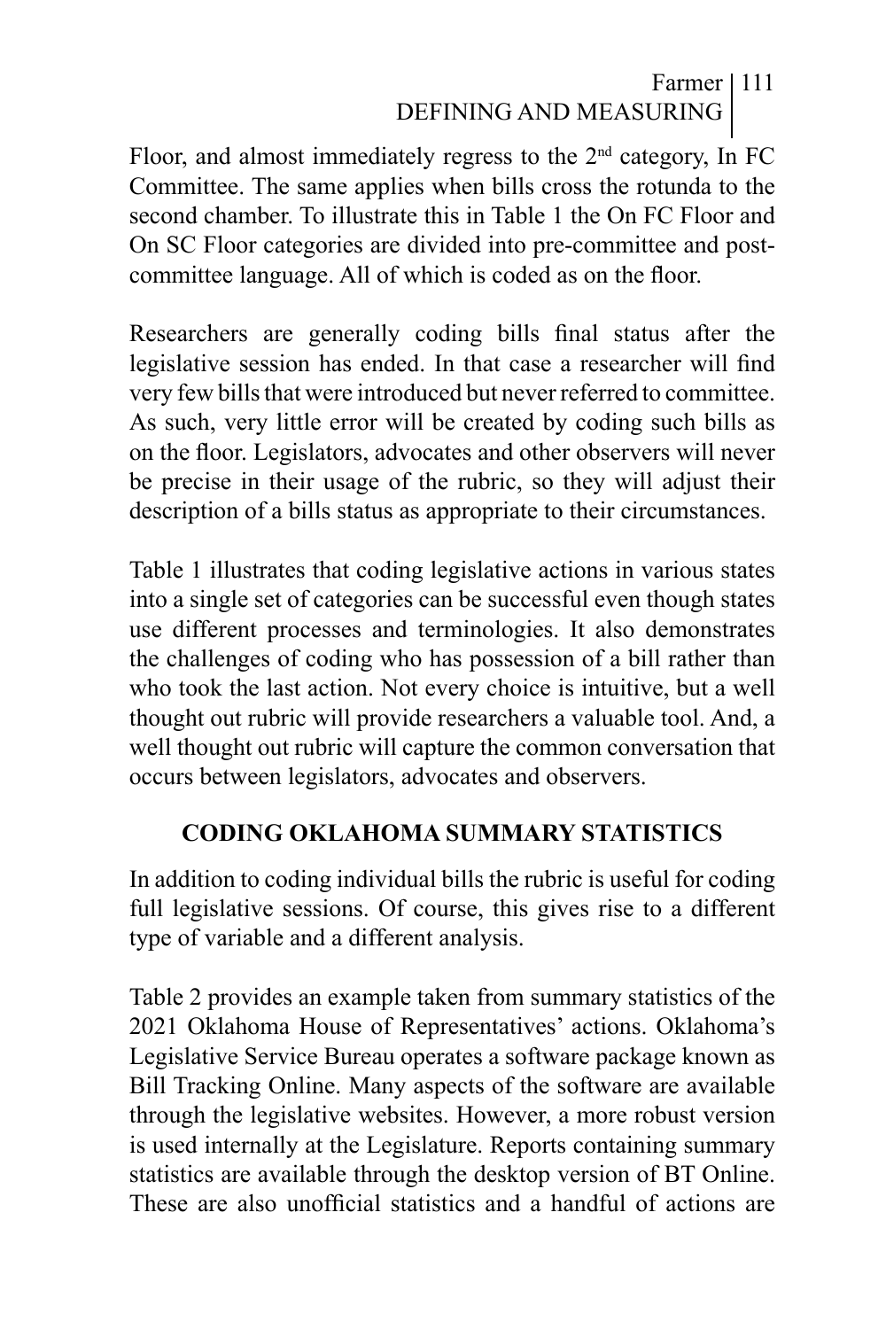Floor, and almost immediately regress to the 2nd category, In FC Committee. The same applies when bills cross the rotunda to the second chamber. To illustrate this in Table 1 the On FC Floor and On SC Floor categories are divided into pre-committee and post-committee language. All of which is coded as on the floor.

Researchers are generally coding bills final status after the legislative session has ended. In that case a researcher will find very few bills that were introduced but never referred to committee. As such, very little error will be created by coding such bills as on the floor. Legislators, advocates and other observers will never be precise in their usage of the rubric, so they will adjust their description of a bills status as appropriate to their circumstances.

Table 1 illustrates that coding legislative actions in various states into a single set of categories can be successful even though states use different processes and terminologies. It also demonstrates the challenges of coding who has possession of a bill rather than who took the last action. Not every choice is intuitive, but a well thought out rubric will provide researchers a valuable tool. And, a well thought out rubric will capture the common conversation that occurs between legislators, advocates and observers.

## CODING OKLAHOMA SUMMARY STATISTICS

In addition to coding individual bills the rubric is useful for coding full legislative sessions. Of course, this gives rise to a different type of variable and a different analysis.

Table 2 provides an example taken from summary statistics of the 2021 Oklahoma House of Representatives' actions. Oklahoma's Legislative Service Bureau operates a software package known as Bill Tracking Online. Many aspects of the software are available through the legislative websites. However, a more robust version is used internally at the Legislature. Reports containing summary statistics are available through the desktop version of BT Online. These are also unofficial statistics and a handful of actions are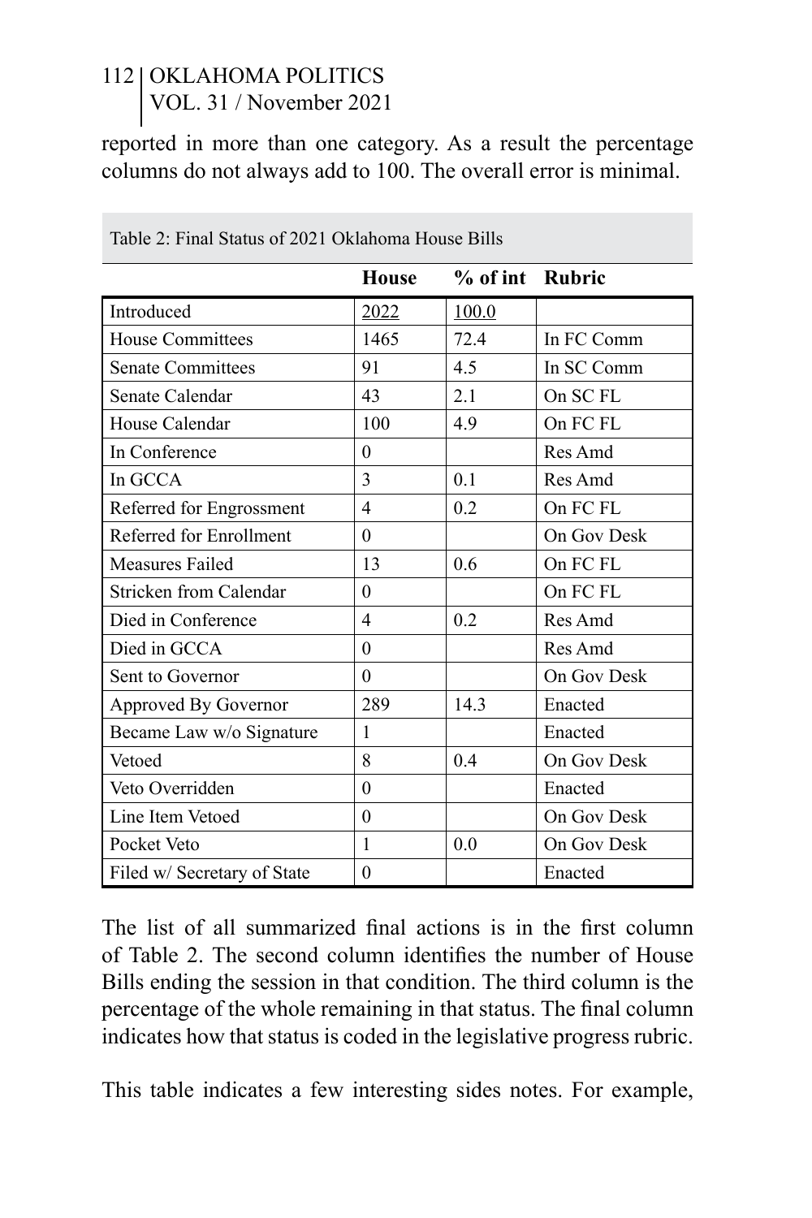reported in more than one category. As a result the percentage columns do not always add to 100. The overall error is minimal.

Table 2: Final Status of 2021 Oklahoma House Bills

| | House | % of int | Rubric |
|---|---|---|---|
| Introduced | 2022 | 100.0 | |
| House Committees | 1465 | 72.4 | In FC Comm |
| Senate Committees | 91 | 4.5 | In SC Comm |
| Senate Calendar | 43 | 2.1 | On SC FL |
| House Calendar | 100 | 4.9 | On FC FL |
| In Conference | 0 | | Res Amd |
| In GCCA | 3 | 0.1 | Res Amd |
| Referred for Engrossment | 4 | 0.2 | On FC FL |
| Referred for Enrollment | 0 | | On Gov Desk |
| Measures Failed | 13 | 0.6 | On FC FL |
| Stricken from Calendar | 0 | | On FC FL |
| Died in Conference | 4 | 0.2 | Res Amd |
| Died in GCCA | 0 | | Res Amd |
| Sent to Governor | 0 | | On Gov Desk |
| Approved By Governor | 289 | 14.3 | Enacted |
| Became Law w/o Signature | 1 | | Enacted |
| Vetoed | 8 | 0.4 | On Gov Desk |
| Veto Overridden | 0 | | Enacted |
| Line Item Vetoed | 0 | | On Gov Desk |
| Pocket Veto | 1 | 0.0 | On Gov Desk |
| Filed w/ Secretary of State | 0 | | Enacted |

The list of all summarized final actions is in the first column of Table 2. The second column identifies the number of House Bills ending the session in that condition. The third column is the percentage of the whole remaining in that status. The final column indicates how that status is coded in the legislative progress rubric.

This table indicates a few interesting sides notes. For example,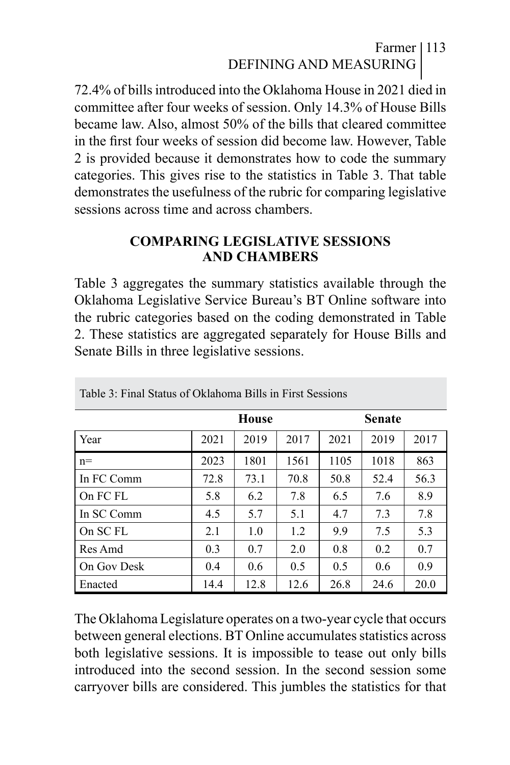72.4% of bills introduced into the Oklahoma House in 2021 died in committee after four weeks of session. Only 14.3% of House Bills became law. Also, almost 50% of the bills that cleared committee in the first four weeks of session did become law. However, Table 2 is provided because it demonstrates how to code the summary categories. This gives rise to the statistics in Table 3. That table demonstrates the usefulness of the rubric for comparing legislative sessions across time and across chambers.

## COMPARING LEGISLATIVE SESSIONS AND CHAMBERS

Table 3 aggregates the summary statistics available through the Oklahoma Legislative Service Bureau's BT Online software into the rubric categories based on the coding demonstrated in Table 2. These statistics are aggregated separately for House Bills and Senate Bills in three legislative sessions.

Table 3: Final Status of Oklahoma Bills in First Sessions

| | House | | | Senate | | |
|---|---|---|---|---|---|---|
| Year | 2021 | 2019 | 2017 | 2021 | 2019 | 2017 |
| n= | 2023 | 1801 | 1561 | 1105 | 1018 | 863 |
| In FC Comm | 72.8 | 73.1 | 70.8 | 50.8 | 52.4 | 56.3 |
| On FC FL | 5.8 | 6.2 | 7.8 | 6.5 | 7.6 | 8.9 |
| In SC Comm | 4.5 | 5.7 | 5.1 | 4.7 | 7.3 | 7.8 |
| On SC FL | 2.1 | 1.0 | 1.2 | 9.9 | 7.5 | 5.3 |
| Res Amd | 0.3 | 0.7 | 2.0 | 0.8 | 0.2 | 0.7 |
| On Gov Desk | 0.4 | 0.6 | 0.5 | 0.5 | 0.6 | 0.9 |
| Enacted | 14.4 | 12.8 | 12.6 | 26.8 | 24.6 | 20.0 |

The Oklahoma Legislature operates on a two-year cycle that occurs between general elections. BT Online accumulates statistics across both legislative sessions. It is impossible to tease out only bills introduced into the second session. In the second session some carryover bills are considered. This jumbles the statistics for that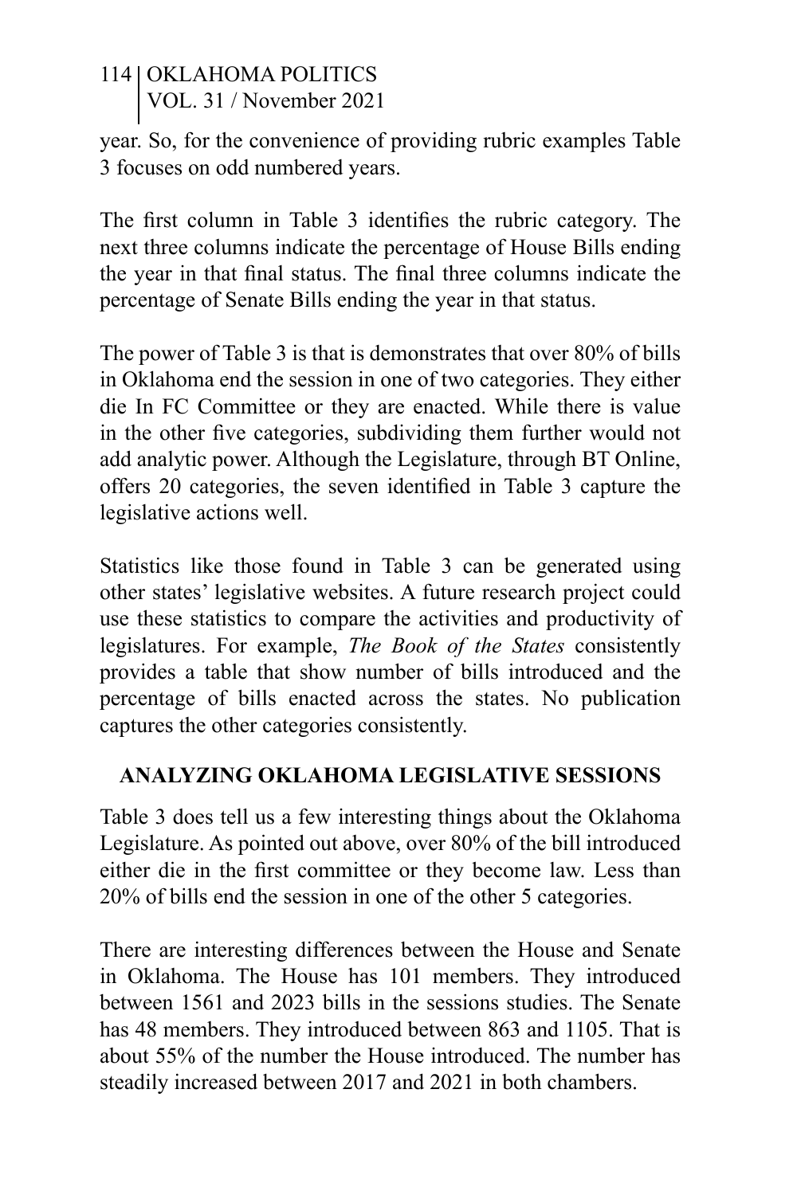year. So, for the convenience of providing rubric examples Table 3 focuses on odd numbered years.

The first column in Table 3 identifies the rubric category. The next three columns indicate the percentage of House Bills ending the year in that final status. The final three columns indicate the percentage of Senate Bills ending the year in that status.

The power of Table 3 is that is demonstrates that over 80% of bills in Oklahoma end the session in one of two categories. They either die In FC Committee or they are enacted. While there is value in the other five categories, subdividing them further would not add analytic power. Although the Legislature, through BT Online, offers 20 categories, the seven identified in Table 3 capture the legislative actions well.

Statistics like those found in Table 3 can be generated using other states' legislative websites. A future research project could use these statistics to compare the activities and productivity of legislatures. For example, *The Book of the States* consistently provides a table that show number of bills introduced and the percentage of bills enacted across the states. No publication captures the other categories consistently.

## ANALYZING OKLAHOMA LEGISLATIVE SESSIONS

Table 3 does tell us a few interesting things about the Oklahoma Legislature. As pointed out above, over 80% of the bill introduced either die in the first committee or they become law. Less than 20% of bills end the session in one of the other 5 categories.

There are interesting differences between the House and Senate in Oklahoma. The House has 101 members. They introduced between 1561 and 2023 bills in the sessions studies. The Senate has 48 members. They introduced between 863 and 1105. That is about 55% of the number the House introduced. The number has steadily increased between 2017 and 2021 in both chambers.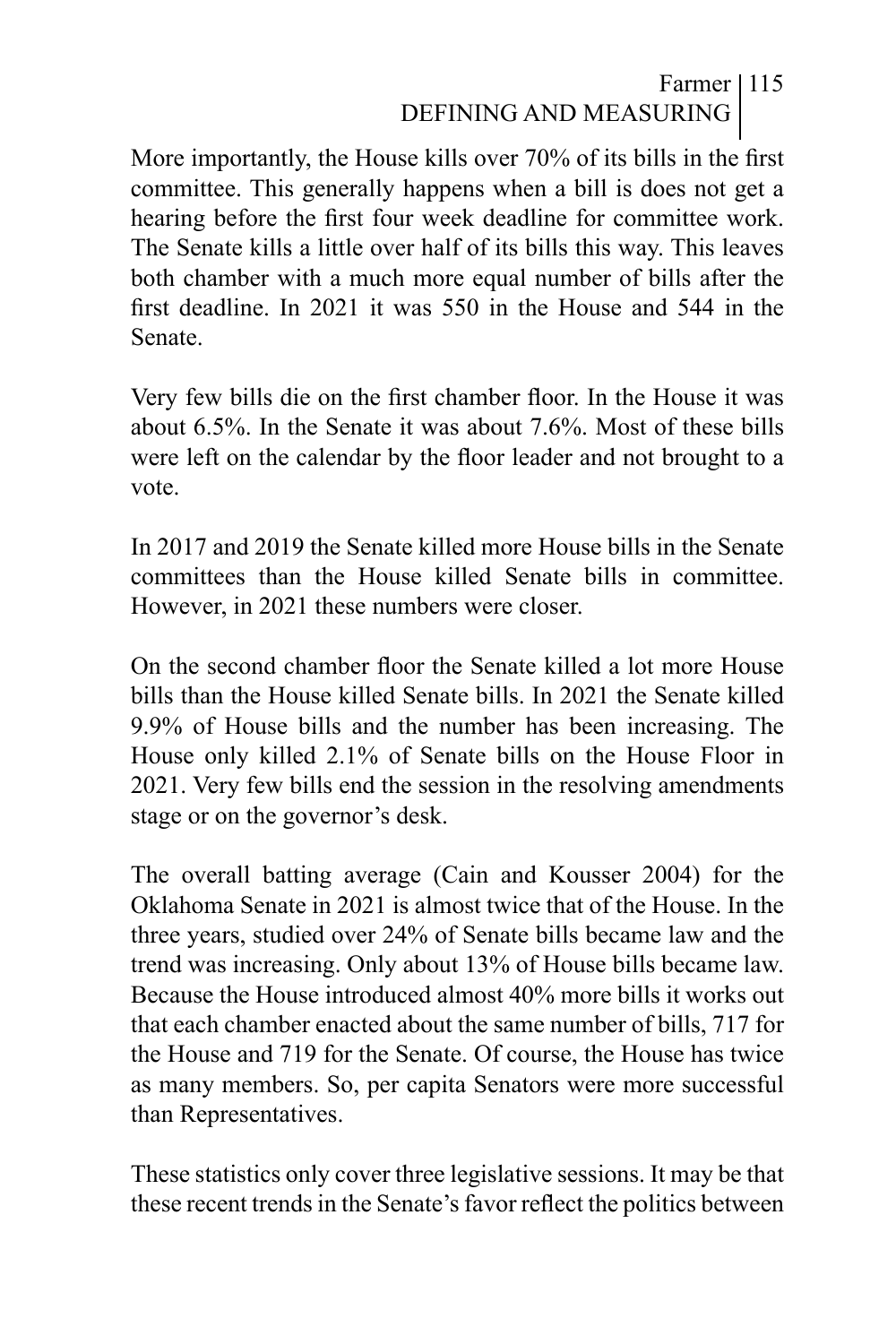More importantly, the House kills over 70% of its bills in the first committee. This generally happens when a bill is does not get a hearing before the first four week deadline for committee work. The Senate kills a little over half of its bills this way. This leaves both chamber with a much more equal number of bills after the first deadline. In 2021 it was 550 in the House and 544 in the Senate.

Very few bills die on the first chamber floor. In the House it was about 6.5%. In the Senate it was about 7.6%. Most of these bills were left on the calendar by the floor leader and not brought to a vote.

In 2017 and 2019 the Senate killed more House bills in the Senate committees than the House killed Senate bills in committee. However, in 2021 these numbers were closer.

On the second chamber floor the Senate killed a lot more House bills than the House killed Senate bills. In 2021 the Senate killed 9.9% of House bills and the number has been increasing. The House only killed 2.1% of Senate bills on the House Floor in 2021. Very few bills end the session in the resolving amendments stage or on the governor's desk.

The overall batting average (Cain and Kousser 2004) for the Oklahoma Senate in 2021 is almost twice that of the House. In the three years, studied over 24% of Senate bills became law and the trend was increasing. Only about 13% of House bills became law. Because the House introduced almost 40% more bills it works out that each chamber enacted about the same number of bills, 717 for the House and 719 for the Senate. Of course, the House has twice as many members. So, per capita Senators were more successful than Representatives.

These statistics only cover three legislative sessions. It may be that these recent trends in the Senate's favor reflect the politics between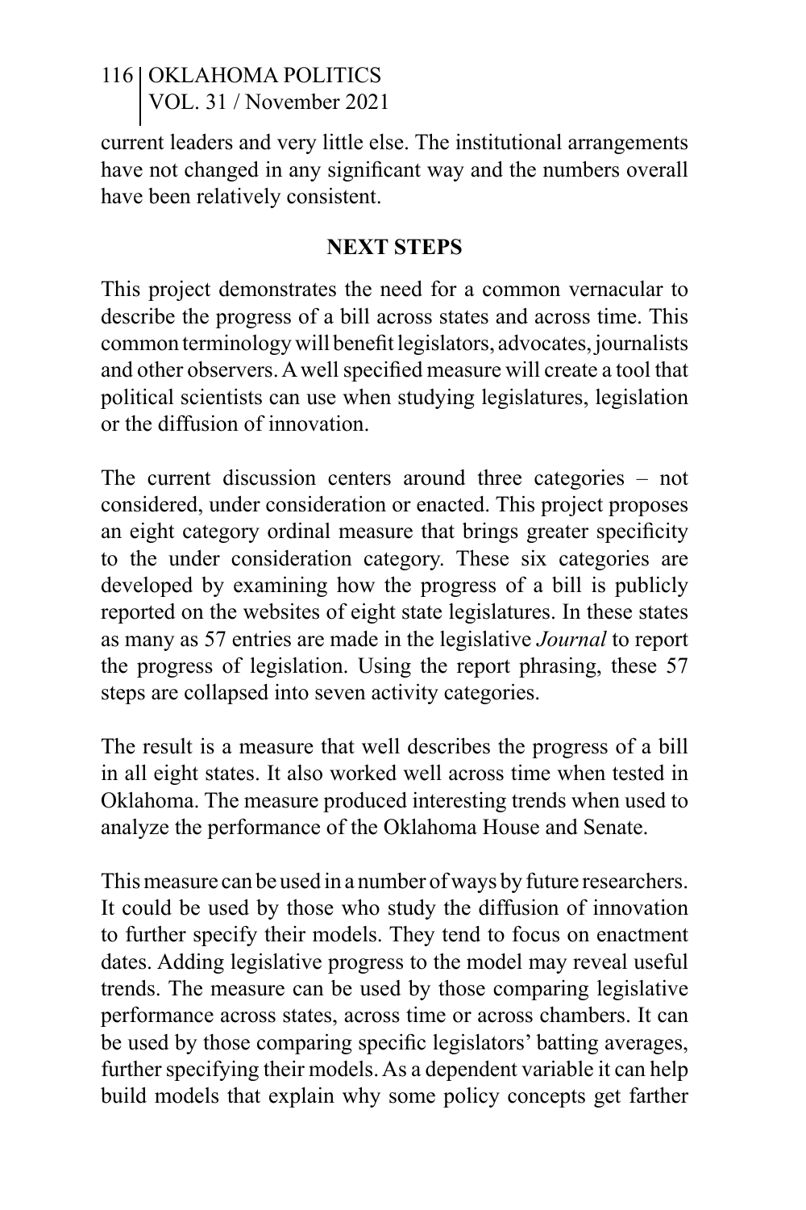current leaders and very little else. The institutional arrangements have not changed in any significant way and the numbers overall have been relatively consistent.

## NEXT STEPS

This project demonstrates the need for a common vernacular to describe the progress of a bill across states and across time. This common terminology will benefit legislators, advocates, journalists and other observers. A well specified measure will create a tool that political scientists can use when studying legislatures, legislation or the diffusion of innovation.

The current discussion centers around three categories – not considered, under consideration or enacted. This project proposes an eight category ordinal measure that brings greater specificity to the under consideration category. These six categories are developed by examining how the progress of a bill is publicly reported on the websites of eight state legislatures. In these states as many as 57 entries are made in the legislative *Journal* to report the progress of legislation. Using the report phrasing, these 57 steps are collapsed into seven activity categories.

The result is a measure that well describes the progress of a bill in all eight states. It also worked well across time when tested in Oklahoma. The measure produced interesting trends when used to analyze the performance of the Oklahoma House and Senate.

This measure can be used in a number of ways by future researchers. It could be used by those who study the diffusion of innovation to further specify their models. They tend to focus on enactment dates. Adding legislative progress to the model may reveal useful trends. The measure can be used by those comparing legislative performance across states, across time or across chambers. It can be used by those comparing specific legislators' batting averages, further specifying their models. As a dependent variable it can help build models that explain why some policy concepts get farther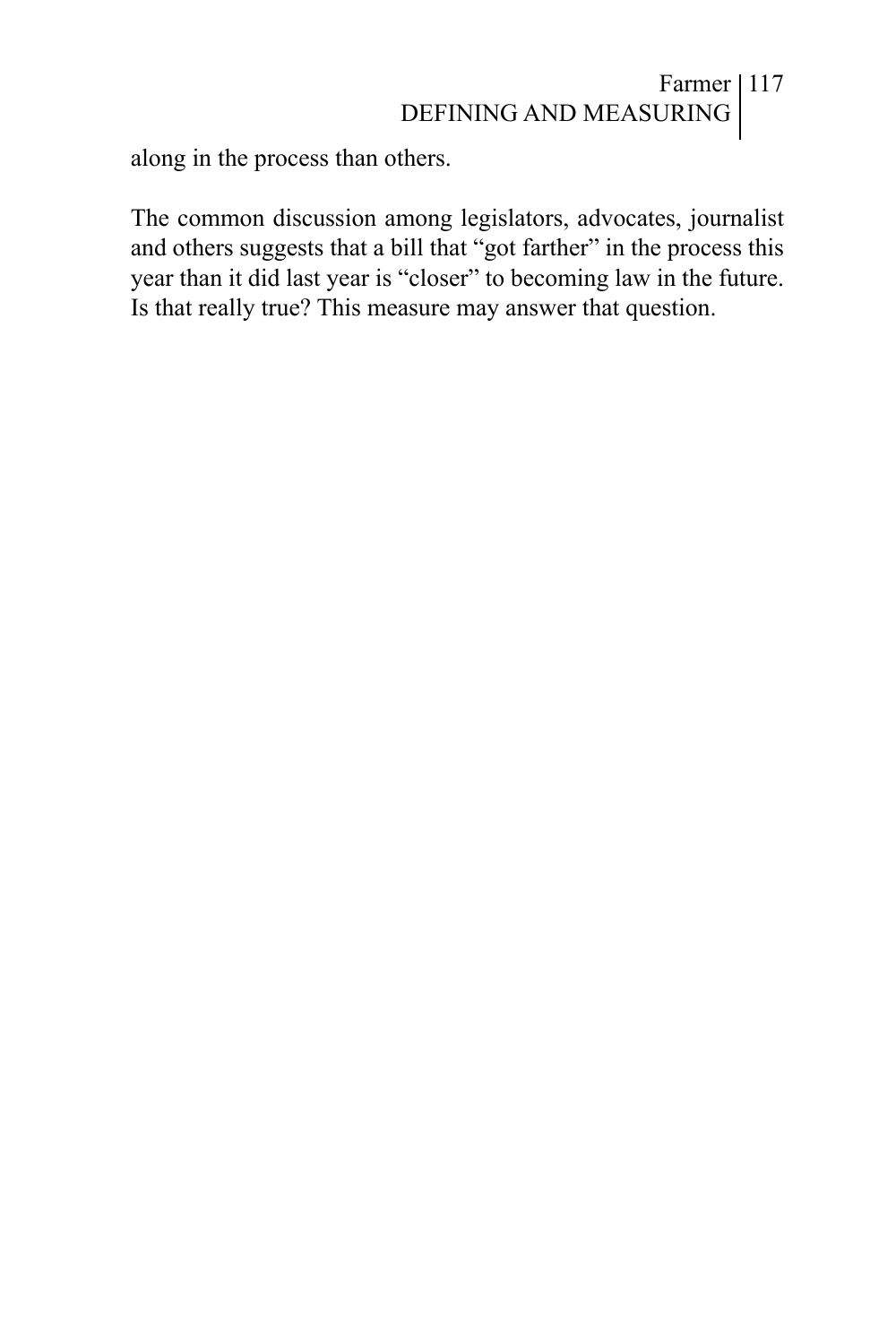along in the process than others.

The common discussion among legislators, advocates, journalist and others suggests that a bill that "got farther" in the process this year than it did last year is "closer" to becoming law in the future. Is that really true? This measure may answer that question.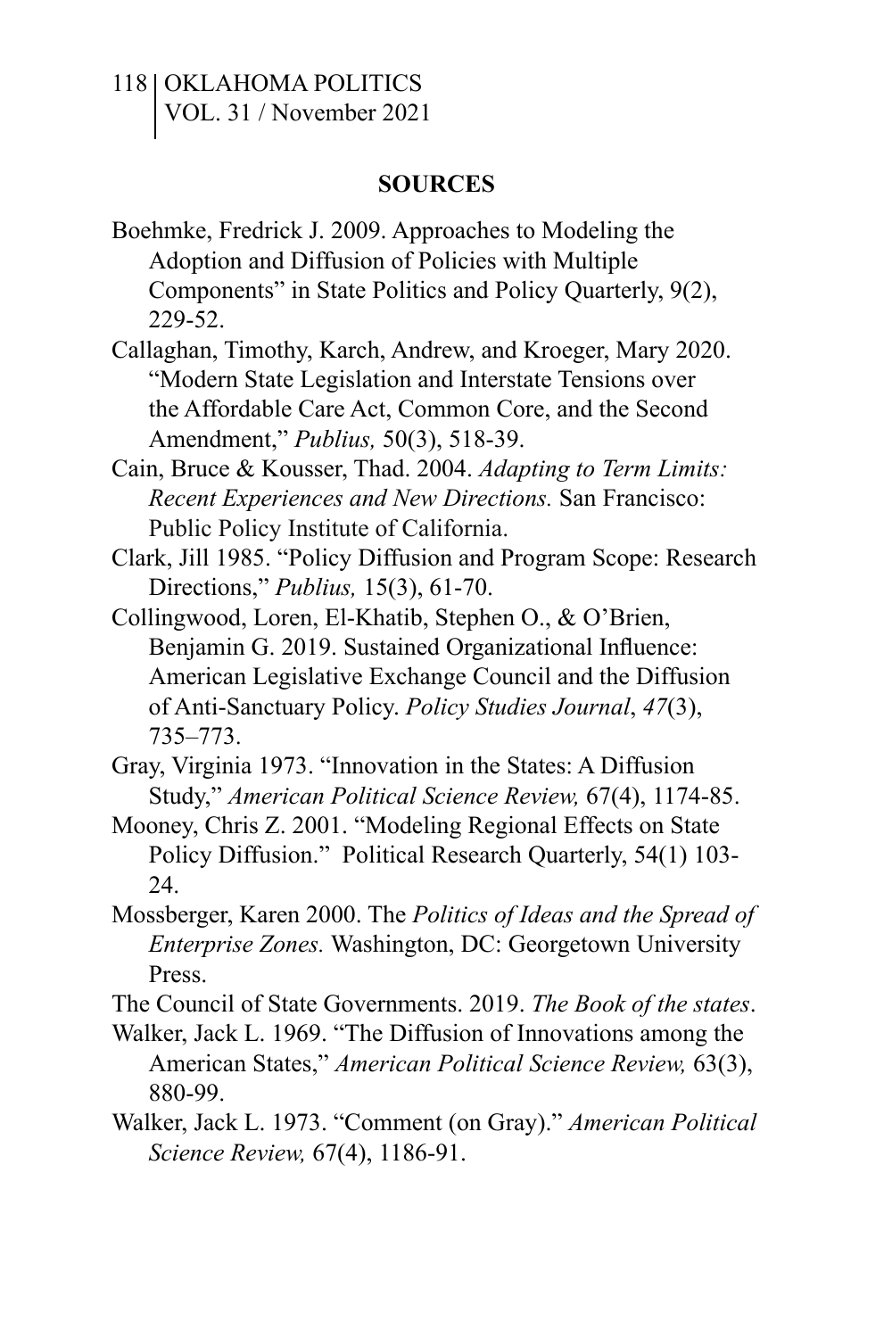## SOURCES

Boehmke, Fredrick J. 2009. Approaches to Modeling the Adoption and Diffusion of Policies with Multiple Components" in State Politics and Policy Quarterly, 9(2), 229-52.

Callaghan, Timothy, Karch, Andrew, and Kroeger, Mary 2020. "Modern State Legislation and Interstate Tensions over the Affordable Care Act, Common Core, and the Second Amendment," *Publius,* 50(3), 518-39.

Cain, Bruce & Kousser, Thad. 2004. *Adapting to Term Limits: Recent Experiences and New Directions.* San Francisco: Public Policy Institute of California.

Clark, Jill 1985. "Policy Diffusion and Program Scope: Research Directions," *Publius,* 15(3), 61-70.

Collingwood, Loren, El-Khatib, Stephen O., & O'Brien, Benjamin G. 2019. Sustained Organizational Influence: American Legislative Exchange Council and the Diffusion of Anti-Sanctuary Policy. *Policy Studies Journal*, *47*(3), 735–773.

Gray, Virginia 1973. "Innovation in the States: A Diffusion Study," *American Political Science Review,* 67(4), 1174-85.

Mooney, Chris Z. 2001. "Modeling Regional Effects on State Policy Diffusion." Political Research Quarterly, 54(1) 103-24.

Mossberger, Karen 2000. The *Politics of Ideas and the Spread of Enterprise Zones.* Washington, DC: Georgetown University Press.

The Council of State Governments. 2019. *The Book of the states*.

Walker, Jack L. 1969. "The Diffusion of Innovations among the American States," *American Political Science Review,* 63(3), 880-99.

Walker, Jack L. 1973. "Comment (on Gray)." *American Political Science Review,* 67(4), 1186-91.